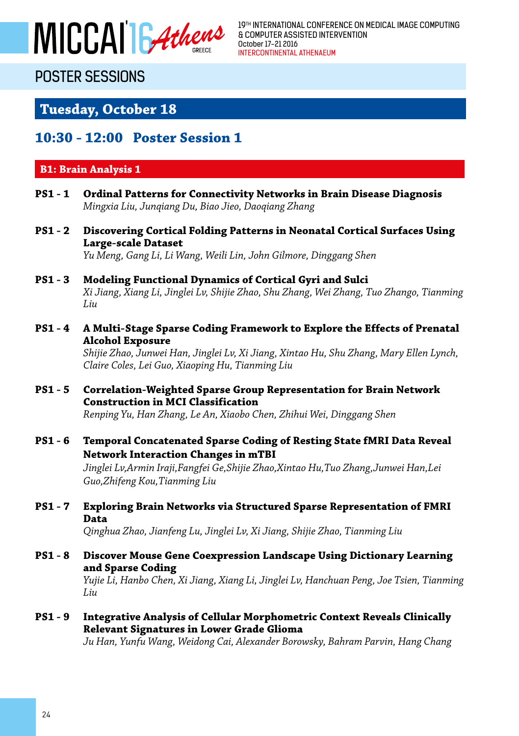# POSTER SESSIONS

## Tuesday, October 18

### 10:30 - 12:00 Poster Session 1

#### B1: Brain Analysis 1

**PS1 - 1** **Ordinal Patterns for Connectivity Networks in Brain Disease Diagnosis**
*Mingxia Liu, Junqiang Du, Biao Jieo, Daoqiang Zhang*

**PS1 - 2** **Discovering Cortical Folding Patterns in Neonatal Cortical Surfaces Using Large-scale Dataset**
*Yu Meng, Gang Li, Li Wang, Weili Lin, John Gilmore, Dinggang Shen*

**PS1 - 3** **Modeling Functional Dynamics of Cortical Gyri and Sulci**
*Xi Jiang, Xiang Li, Jinglei Lv, Shijie Zhao, Shu Zhang, Wei Zhang, Tuo Zhango, Tianming Liu*

**PS1 - 4** **A Multi-Stage Sparse Coding Framework to Explore the Effects of Prenatal Alcohol Exposure**
*Shijie Zhao, Junwei Han, Jinglei Lv, Xi Jiang, Xintao Hu, Shu Zhang, Mary Ellen Lynch, Claire Coles, Lei Guo, Xiaoping Hu, Tianming Liu*

**PS1 - 5** **Correlation-Weighted Sparse Group Representation for Brain Network Construction in MCI Classification**
*Renping Yu, Han Zhang, Le An, Xiaobo Chen, Zhihui Wei, Dinggang Shen*

**PS1 - 6** **Temporal Concatenated Sparse Coding of Resting State fMRI Data Reveal Network Interaction Changes in mTBI**
*Jinglei Lv,Armin Iraji,Fangfei Ge,Shijie Zhao,Xintao Hu,Tuo Zhang,Junwei Han,Lei Guo,Zhifeng Kou,Tianming Liu*

**PS1 - 7** **Exploring Brain Networks via Structured Sparse Representation of FMRI Data**
*Qinghua Zhao, Jianfeng Lu, Jinglei Lv, Xi Jiang, Shijie Zhao, Tianming Liu*

**PS1 - 8** **Discover Mouse Gene Coexpression Landscape Using Dictionary Learning and Sparse Coding**
*Yujie Li, Hanbo Chen, Xi Jiang, Xiang Li, Jinglei Lv, Hanchuan Peng, Joe Tsien, Tianming Liu*

**PS1 - 9** **Integrative Analysis of Cellular Morphometric Context Reveals Clinically Relevant Signatures in Lower Grade Glioma**
*Ju Han, Yunfu Wang, Weidong Cai, Alexander Borowsky, Bahram Parvin, Hang Chang*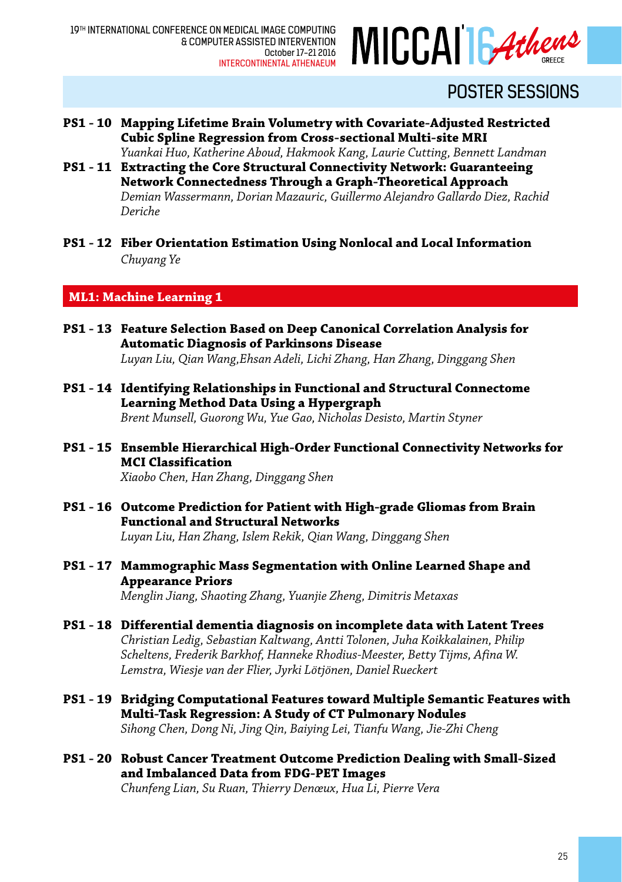## POSTER SESSIONS

**PS1 - 10 Mapping Lifetime Brain Volumetry with Covariate-Adjusted Restricted Cubic Spline Regression from Cross-sectional Multi-site MRI**
*Yuankai Huo, Katherine Aboud, Hakmook Kang, Laurie Cutting, Bennett Landman*

**PS1 - 11 Extracting the Core Structural Connectivity Network: Guaranteeing Network Connectedness Through a Graph-Theoretical Approach**
*Demian Wassermann, Dorian Mazauric, Guillermo Alejandro Gallardo Diez, Rachid Deriche*

**PS1 - 12 Fiber Orientation Estimation Using Nonlocal and Local Information**
*Chuyang Ye*

### ML1: Machine Learning 1

**PS1 - 13 Feature Selection Based on Deep Canonical Correlation Analysis for Automatic Diagnosis of Parkinsons Disease**
*Luyan Liu, Qian Wang,Ehsan Adeli, Lichi Zhang, Han Zhang, Dinggang Shen*

**PS1 - 14 Identifying Relationships in Functional and Structural Connectome Learning Method Data Using a Hypergraph**
*Brent Munsell, Guorong Wu, Yue Gao, Nicholas Desisto, Martin Styner*

**PS1 - 15 Ensemble Hierarchical High-Order Functional Connectivity Networks for MCI Classification**
*Xiaobo Chen, Han Zhang, Dinggang Shen*

**PS1 - 16 Outcome Prediction for Patient with High-grade Gliomas from Brain Functional and Structural Networks**
*Luyan Liu, Han Zhang, Islem Rekik, Qian Wang, Dinggang Shen*

**PS1 - 17 Mammographic Mass Segmentation with Online Learned Shape and Appearance Priors**
*Menglin Jiang, Shaoting Zhang, Yuanjie Zheng, Dimitris Metaxas*

**PS1 - 18 Differential dementia diagnosis on incomplete data with Latent Trees**
*Christian Ledig, Sebastian Kaltwang, Antti Tolonen, Juha Koikkalainen, Philip Scheltens, Frederik Barkhof, Hanneke Rhodius-Meester, Betty Tijms, Afina W. Lemstra, Wiesje van der Flier, Jyrki Lötjönen, Daniel Rueckert*

**PS1 - 19 Bridging Computational Features toward Multiple Semantic Features with Multi-Task Regression: A Study of CT Pulmonary Nodules**
*Sihong Chen, Dong Ni, Jing Qin, Baiying Lei, Tianfu Wang, Jie-Zhi Cheng*

**PS1 - 20 Robust Cancer Treatment Outcome Prediction Dealing with Small-Sized and Imbalanced Data from FDG-PET Images**
*Chunfeng Lian, Su Ruan, Thierry Denœux, Hua Li, Pierre Vera*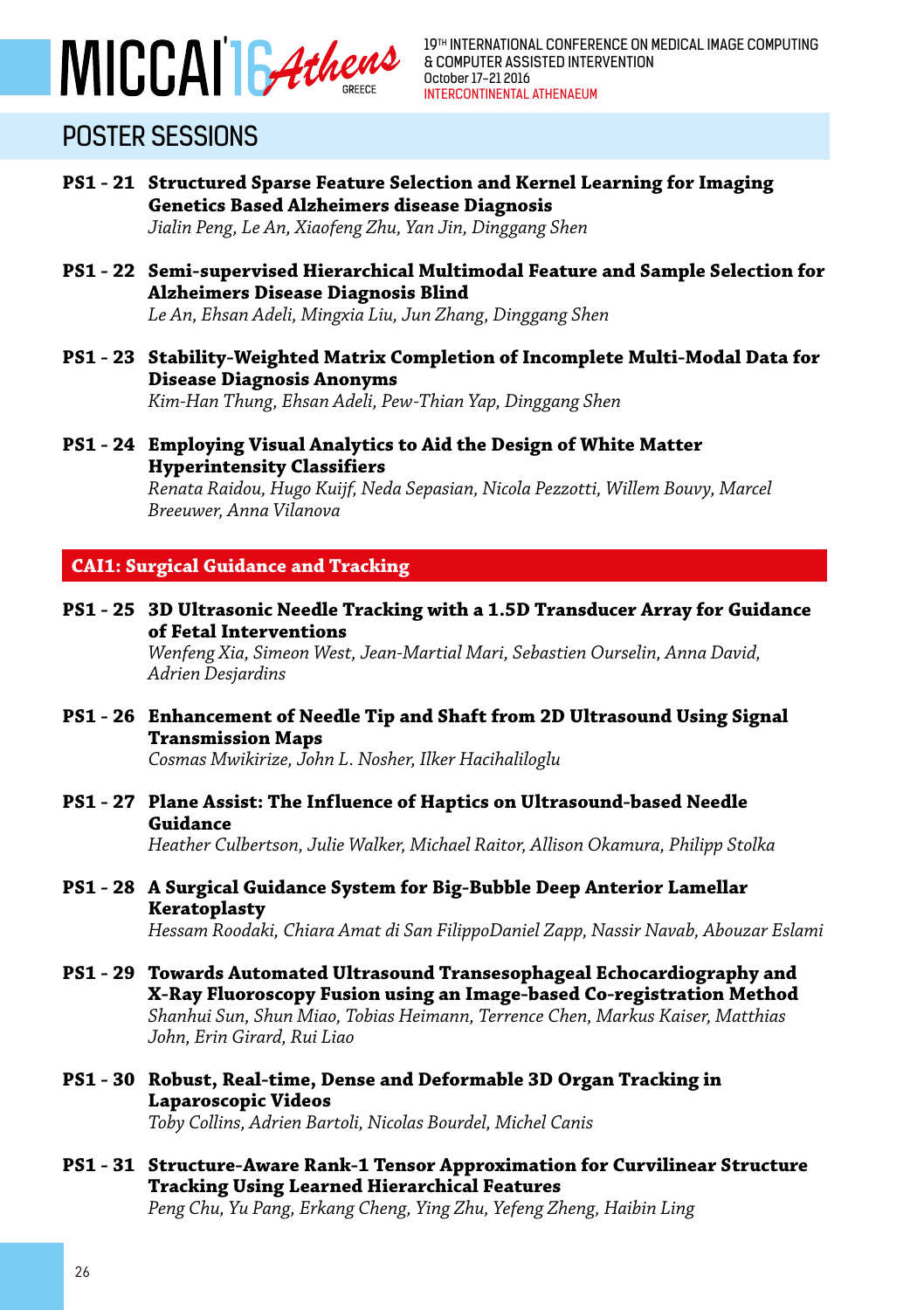## POSTER SESSIONS

**PS1 - 21 Structured Sparse Feature Selection and Kernel Learning for Imaging Genetics Based Alzheimers disease Diagnosis**
*Jialin Peng, Le An, Xiaofeng Zhu, Yan Jin, Dinggang Shen*

**PS1 - 22 Semi-supervised Hierarchical Multimodal Feature and Sample Selection for Alzheimers Disease Diagnosis Blind**
*Le An, Ehsan Adeli, Mingxia Liu, Jun Zhang, Dinggang Shen*

**PS1 - 23 Stability-Weighted Matrix Completion of Incomplete Multi-Modal Data for Disease Diagnosis Anonyms**
*Kim-Han Thung, Ehsan Adeli, Pew-Thian Yap, Dinggang Shen*

**PS1 - 24 Employing Visual Analytics to Aid the Design of White Matter Hyperintensity Classifiers**
*Renata Raidou, Hugo Kuijf, Neda Sepasian, Nicola Pezzotti, Willem Bouvy, Marcel Breeuwer, Anna Vilanova*

### CAI1: Surgical Guidance and Tracking

**PS1 - 25 3D Ultrasonic Needle Tracking with a 1.5D Transducer Array for Guidance of Fetal Interventions**
*Wenfeng Xia, Simeon West, Jean-Martial Mari, Sebastien Ourselin, Anna David, Adrien Desjardins*

**PS1 - 26 Enhancement of Needle Tip and Shaft from 2D Ultrasound Using Signal Transmission Maps**
*Cosmas Mwikirize, John L. Nosher, Ilker Hacihaliloglu*

**PS1 - 27 Plane Assist: The Influence of Haptics on Ultrasound-based Needle Guidance**
*Heather Culbertson, Julie Walker, Michael Raitor, Allison Okamura, Philipp Stolka*

**PS1 - 28 A Surgical Guidance System for Big-Bubble Deep Anterior Lamellar Keratoplasty**
*Hessam Roodaki, Chiara Amat di San FilippoDaniel Zapp, Nassir Navab, Abouzar Eslami*

**PS1 - 29 Towards Automated Ultrasound Transesophageal Echocardiography and X-Ray Fluoroscopy Fusion using an Image-based Co-registration Method**
*Shanhui Sun, Shun Miao, Tobias Heimann, Terrence Chen, Markus Kaiser, Matthias John, Erin Girard, Rui Liao*

**PS1 - 30 Robust, Real-time, Dense and Deformable 3D Organ Tracking in Laparoscopic Videos**
*Toby Collins, Adrien Bartoli, Nicolas Bourdel, Michel Canis*

**PS1 - 31 Structure-Aware Rank-1 Tensor Approximation for Curvilinear Structure Tracking Using Learned Hierarchical Features**
*Peng Chu, Yu Pang, Erkang Cheng, Ying Zhu, Yefeng Zheng, Haibin Ling*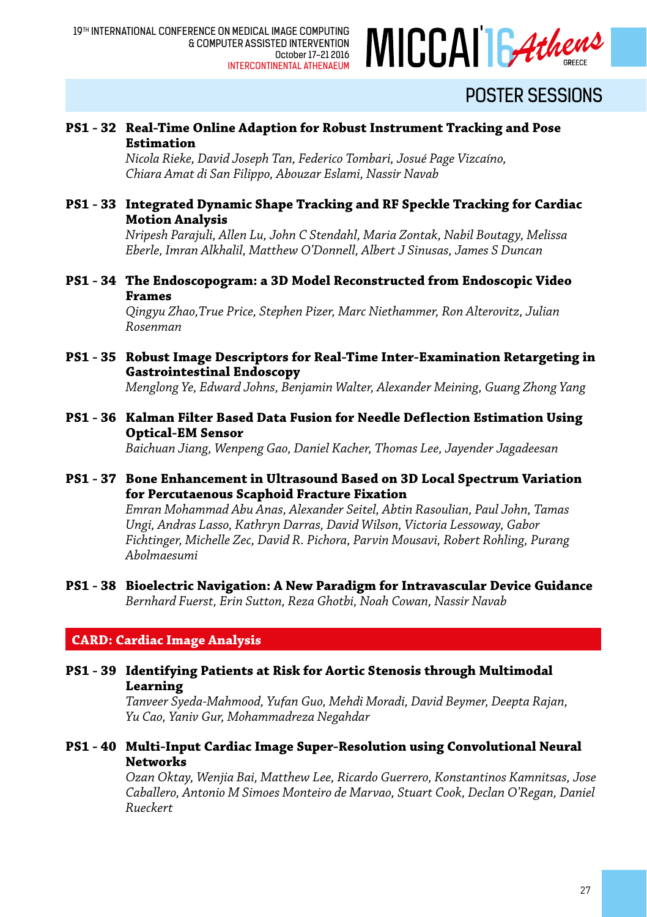## POSTER SESSIONS

**PS1 - 32 Real-Time Online Adaption for Robust Instrument Tracking and Pose Estimation**
*Nicola Rieke, David Joseph Tan, Federico Tombari, Josué Page Vizcaíno, Chiara Amat di San Filippo, Abouzar Eslami, Nassir Navab*

**PS1 - 33 Integrated Dynamic Shape Tracking and RF Speckle Tracking for Cardiac Motion Analysis**
*Nripesh Parajuli, Allen Lu, John C Stendahl, Maria Zontak, Nabil Boutagy, Melissa Eberle, Imran Alkhalil, Matthew O'Donnell, Albert J Sinusas, James S Duncan*

**PS1 - 34 The Endoscopogram: a 3D Model Reconstructed from Endoscopic Video Frames**
*Qingyu Zhao,True Price, Stephen Pizer, Marc Niethammer, Ron Alterovitz, Julian Rosenman*

**PS1 - 35 Robust Image Descriptors for Real-Time Inter-Examination Retargeting in Gastrointestinal Endoscopy**
*Menglong Ye, Edward Johns, Benjamin Walter, Alexander Meining, Guang Zhong Yang*

**PS1 - 36 Kalman Filter Based Data Fusion for Needle Deflection Estimation Using Optical-EM Sensor**
*Baichuan Jiang, Wenpeng Gao, Daniel Kacher, Thomas Lee, Jayender Jagadeesan*

**PS1 - 37 Bone Enhancement in Ultrasound Based on 3D Local Spectrum Variation for Percutaenous Scaphoid Fracture Fixation**
*Emran Mohammad Abu Anas, Alexander Seitel, Abtin Rasoulian, Paul John, Tamas Ungi, Andras Lasso, Kathryn Darras, David Wilson, Victoria Lessoway, Gabor Fichtinger, Michelle Zec, David R. Pichora, Parvin Mousavi, Robert Rohling, Purang Abolmaesumi*

**PS1 - 38 Bioelectric Navigation: A New Paradigm for Intravascular Device Guidance**
*Bernhard Fuerst, Erin Sutton, Reza Ghotbi, Noah Cowan, Nassir Navab*

### CARD: Cardiac Image Analysis

**PS1 - 39 Identifying Patients at Risk for Aortic Stenosis through Multimodal Learning**
*Tanveer Syeda-Mahmood, Yufan Guo, Mehdi Moradi, David Beymer, Deepta Rajan, Yu Cao, Yaniv Gur, Mohammadreza Negahdar*

**PS1 - 40 Multi-Input Cardiac Image Super-Resolution using Convolutional Neural Networks**
*Ozan Oktay, Wenjia Bai, Matthew Lee, Ricardo Guerrero, Konstantinos Kamnitsas, Jose Caballero, Antonio M Simoes Monteiro de Marvao, Stuart Cook, Declan O'Regan, Daniel Rueckert*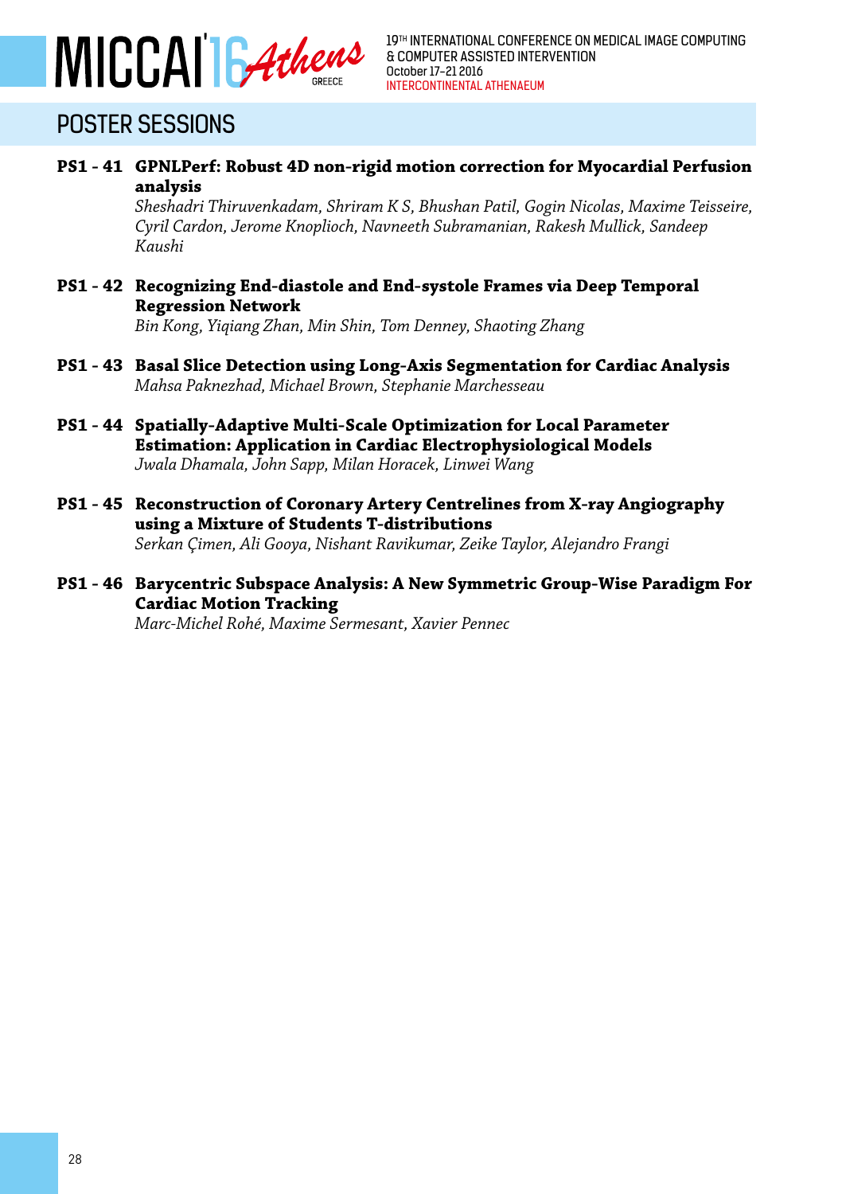## POSTER SESSIONS

**PS1 - 41 GPNLPerf: Robust 4D non-rigid motion correction for Myocardial Perfusion analysis**
*Sheshadri Thiruvenkadam, Shriram K S, Bhushan Patil, Gogin Nicolas, Maxime Teisseire, Cyril Cardon, Jerome Knoplioch, Navneeth Subramanian, Rakesh Mullick, Sandeep Kaushi*

**PS1 - 42 Recognizing End-diastole and End-systole Frames via Deep Temporal Regression Network**
*Bin Kong, Yiqiang Zhan, Min Shin, Tom Denney, Shaoting Zhang*

**PS1 - 43 Basal Slice Detection using Long-Axis Segmentation for Cardiac Analysis**
*Mahsa Paknezhad, Michael Brown, Stephanie Marchesseau*

**PS1 - 44 Spatially-Adaptive Multi-Scale Optimization for Local Parameter Estimation: Application in Cardiac Electrophysiological Models**
*Jwala Dhamala, John Sapp, Milan Horacek, Linwei Wang*

**PS1 - 45 Reconstruction of Coronary Artery Centrelines from X-ray Angiography using a Mixture of Students T-distributions**
*Serkan Çimen, Ali Gooya, Nishant Ravikumar, Zeike Taylor, Alejandro Frangi*

**PS1 - 46 Barycentric Subspace Analysis: A New Symmetric Group-Wise Paradigm For Cardiac Motion Tracking**
*Marc-Michel Rohé, Maxime Sermesant, Xavier Pennec*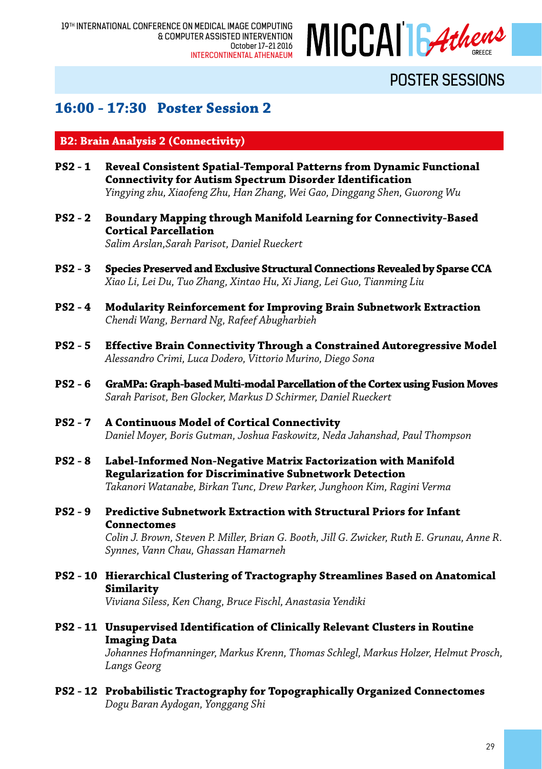## POSTER SESSIONS

## 16:00 - 17:30 Poster Session 2

### B2: Brain Analysis 2 (Connectivity)

**PS2 - 1** **Reveal Consistent Spatial-Temporal Patterns from Dynamic Functional Connectivity for Autism Spectrum Disorder Identification**
*Yingying zhu, Xiaofeng Zhu, Han Zhang, Wei Gao, Dinggang Shen, Guorong Wu*

**PS2 - 2** **Boundary Mapping through Manifold Learning for Connectivity-Based Cortical Parcellation**
*Salim Arslan,Sarah Parisot, Daniel Rueckert*

**PS2 - 3** **Species Preserved and Exclusive Structural Connections Revealed by Sparse CCA**
*Xiao Li, Lei Du, Tuo Zhang, Xintao Hu, Xi Jiang, Lei Guo, Tianming Liu*

**PS2 - 4** **Modularity Reinforcement for Improving Brain Subnetwork Extraction**
*Chendi Wang, Bernard Ng, Rafeef Abugharbieh*

**PS2 - 5** **Effective Brain Connectivity Through a Constrained Autoregressive Model**
*Alessandro Crimi, Luca Dodero, Vittorio Murino, Diego Sona*

**PS2 - 6** **GraMPa: Graph-based Multi-modal Parcellation of the Cortex using Fusion Moves**
*Sarah Parisot, Ben Glocker, Markus D Schirmer, Daniel Rueckert*

**PS2 - 7** **A Continuous Model of Cortical Connectivity**
*Daniel Moyer, Boris Gutman, Joshua Faskowitz, Neda Jahanshad, Paul Thompson*

**PS2 - 8** **Label-Informed Non-Negative Matrix Factorization with Manifold Regularization for Discriminative Subnetwork Detection**
*Takanori Watanabe, Birkan Tunc, Drew Parker, Junghoon Kim, Ragini Verma*

**PS2 - 9** **Predictive Subnetwork Extraction with Structural Priors for Infant Connectomes**
*Colin J. Brown, Steven P. Miller, Brian G. Booth, Jill G. Zwicker, Ruth E. Grunau, Anne R. Synnes, Vann Chau, Ghassan Hamarneh*

**PS2 - 10** **Hierarchical Clustering of Tractography Streamlines Based on Anatomical Similarity**
*Viviana Siless, Ken Chang, Bruce Fischl, Anastasia Yendiki*

**PS2 - 11** **Unsupervised Identification of Clinically Relevant Clusters in Routine Imaging Data**
*Johannes Hofmanninger, Markus Krenn, Thomas Schlegl, Markus Holzer, Helmut Prosch, Langs Georg*

**PS2 - 12** **Probabilistic Tractography for Topographically Organized Connectomes**
*Dogu Baran Aydogan, Yonggang Shi*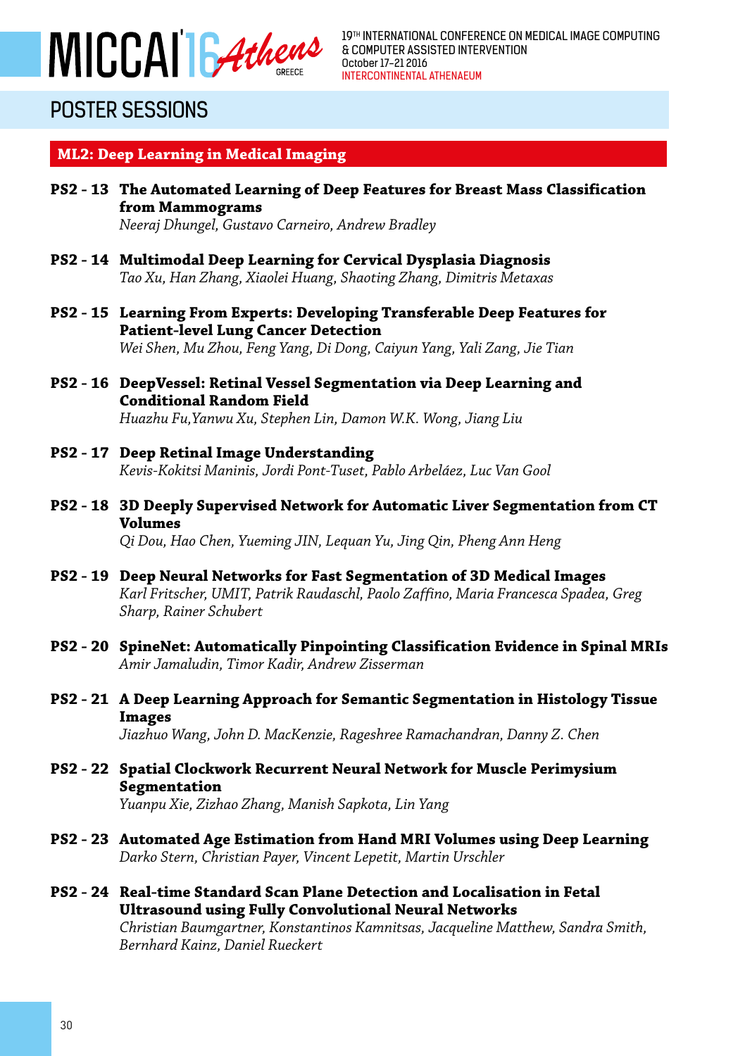## POSTER SESSIONS

### ML2: Deep Learning in Medical Imaging

**PS2 - 13 The Automated Learning of Deep Features for Breast Mass Classification from Mammograms**
*Neeraj Dhungel, Gustavo Carneiro, Andrew Bradley*

**PS2 - 14 Multimodal Deep Learning for Cervical Dysplasia Diagnosis**
*Tao Xu, Han Zhang, Xiaolei Huang, Shaoting Zhang, Dimitris Metaxas*

**PS2 - 15 Learning From Experts: Developing Transferable Deep Features for Patient-level Lung Cancer Detection**
*Wei Shen, Mu Zhou, Feng Yang, Di Dong, Caiyun Yang, Yali Zang, Jie Tian*

**PS2 - 16 DeepVessel: Retinal Vessel Segmentation via Deep Learning and Conditional Random Field**
*Huazhu Fu,Yanwu Xu, Stephen Lin, Damon W.K. Wong, Jiang Liu*

**PS2 - 17 Deep Retinal Image Understanding**
*Kevis-Kokitsi Maninis, Jordi Pont-Tuset, Pablo Arbeláez, Luc Van Gool*

**PS2 - 18 3D Deeply Supervised Network for Automatic Liver Segmentation from CT Volumes**
*Qi Dou, Hao Chen, Yueming JIN, Lequan Yu, Jing Qin, Pheng Ann Heng*

**PS2 - 19 Deep Neural Networks for Fast Segmentation of 3D Medical Images**
*Karl Fritscher, UMIT, Patrik Raudaschl, Paolo Zaffino, Maria Francesca Spadea, Greg Sharp, Rainer Schubert*

**PS2 - 20 SpineNet: Automatically Pinpointing Classification Evidence in Spinal MRIs**
*Amir Jamaludin, Timor Kadir, Andrew Zisserman*

**PS2 - 21 A Deep Learning Approach for Semantic Segmentation in Histology Tissue Images**
*Jiazhuo Wang, John D. MacKenzie, Rageshree Ramachandran, Danny Z. Chen*

**PS2 - 22 Spatial Clockwork Recurrent Neural Network for Muscle Perimysium Segmentation**
*Yuanpu Xie, Zizhao Zhang, Manish Sapkota, Lin Yang*

**PS2 - 23 Automated Age Estimation from Hand MRI Volumes using Deep Learning**
*Darko Stern, Christian Payer, Vincent Lepetit, Martin Urschler*

**PS2 - 24 Real-time Standard Scan Plane Detection and Localisation in Fetal Ultrasound using Fully Convolutional Neural Networks**
*Christian Baumgartner, Konstantinos Kamnitsas, Jacqueline Matthew, Sandra Smith, Bernhard Kainz, Daniel Rueckert*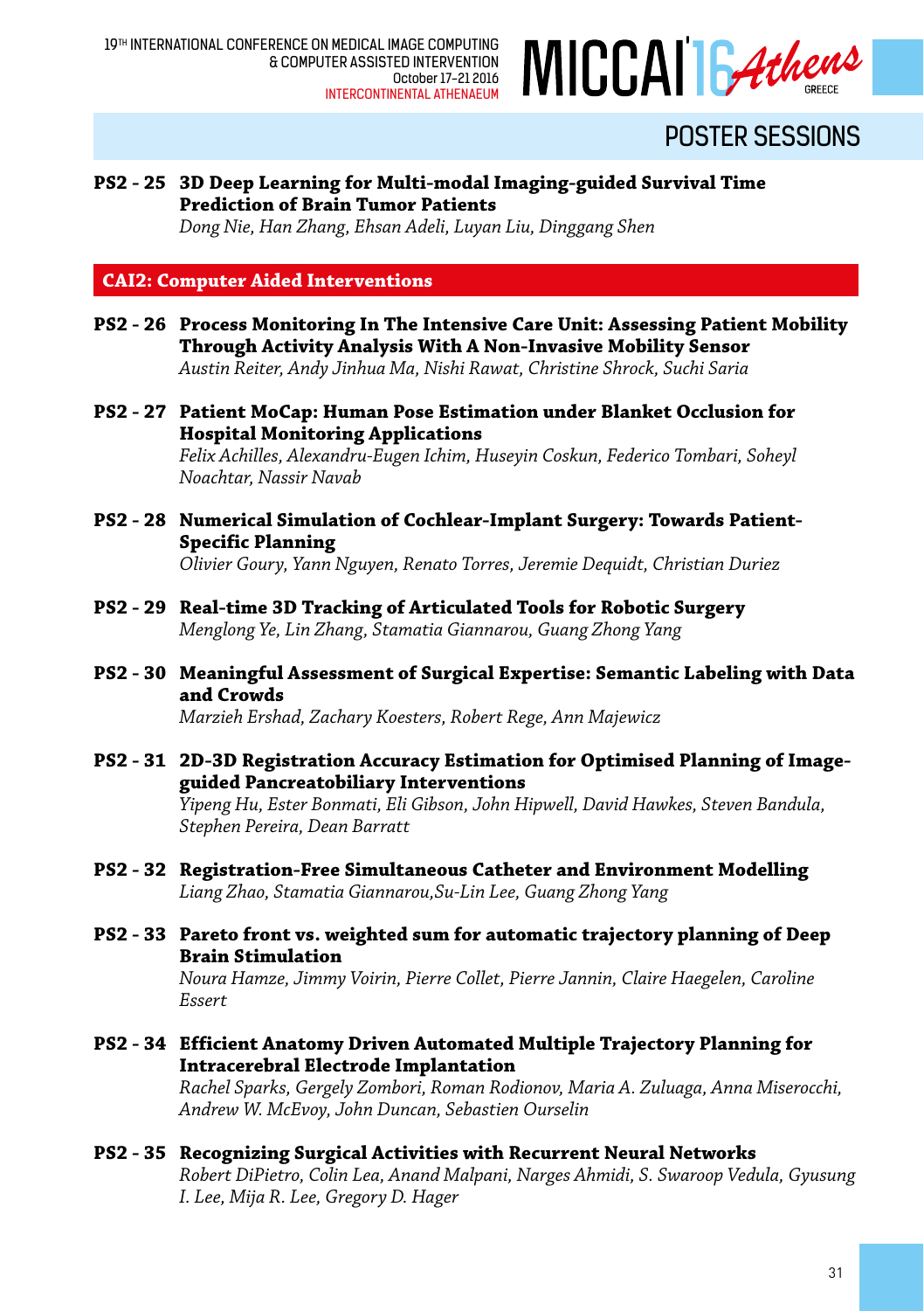## POSTER SESSIONS

**PS2 - 25 3D Deep Learning for Multi-modal Imaging-guided Survival Time Prediction of Brain Tumor Patients**
*Dong Nie, Han Zhang, Ehsan Adeli, Luyan Liu, Dinggang Shen*

### CAI2: Computer Aided Interventions

**PS2 - 26 Process Monitoring In The Intensive Care Unit: Assessing Patient Mobility Through Activity Analysis With A Non-Invasive Mobility Sensor**
*Austin Reiter, Andy Jinhua Ma, Nishi Rawat, Christine Shrock, Suchi Saria*

**PS2 - 27 Patient MoCap: Human Pose Estimation under Blanket Occlusion for Hospital Monitoring Applications**
*Felix Achilles, Alexandru-Eugen Ichim, Huseyin Coskun, Federico Tombari, Soheyl Noachtar, Nassir Navab*

**PS2 - 28 Numerical Simulation of Cochlear-Implant Surgery: Towards Patient-Specific Planning**
*Olivier Goury, Yann Nguyen, Renato Torres, Jeremie Dequidt, Christian Duriez*

**PS2 - 29 Real-time 3D Tracking of Articulated Tools for Robotic Surgery**
*Menglong Ye, Lin Zhang, Stamatia Giannarou, Guang Zhong Yang*

**PS2 - 30 Meaningful Assessment of Surgical Expertise: Semantic Labeling with Data and Crowds**
*Marzieh Ershad, Zachary Koesters, Robert Rege, Ann Majewicz*

**PS2 - 31 2D-3D Registration Accuracy Estimation for Optimised Planning of Image-guided Pancreatobiliary Interventions**
*Yipeng Hu, Ester Bonmati, Eli Gibson, John Hipwell, David Hawkes, Steven Bandula, Stephen Pereira, Dean Barratt*

**PS2 - 32 Registration-Free Simultaneous Catheter and Environment Modelling**
*Liang Zhao, Stamatia Giannarou,Su-Lin Lee, Guang Zhong Yang*

**PS2 - 33 Pareto front vs. weighted sum for automatic trajectory planning of Deep Brain Stimulation**
*Noura Hamze, Jimmy Voirin, Pierre Collet, Pierre Jannin, Claire Haegelen, Caroline Essert*

**PS2 - 34 Efficient Anatomy Driven Automated Multiple Trajectory Planning for Intracerebral Electrode Implantation**
*Rachel Sparks, Gergely Zombori, Roman Rodionov, Maria A. Zuluaga, Anna Miserocchi, Andrew W. McEvoy, John Duncan, Sebastien Ourselin*

**PS2 - 35 Recognizing Surgical Activities with Recurrent Neural Networks**
*Robert DiPietro, Colin Lea, Anand Malpani, Narges Ahmidi, S. Swaroop Vedula, Gyusung I. Lee, Mija R. Lee, Gregory D. Hager*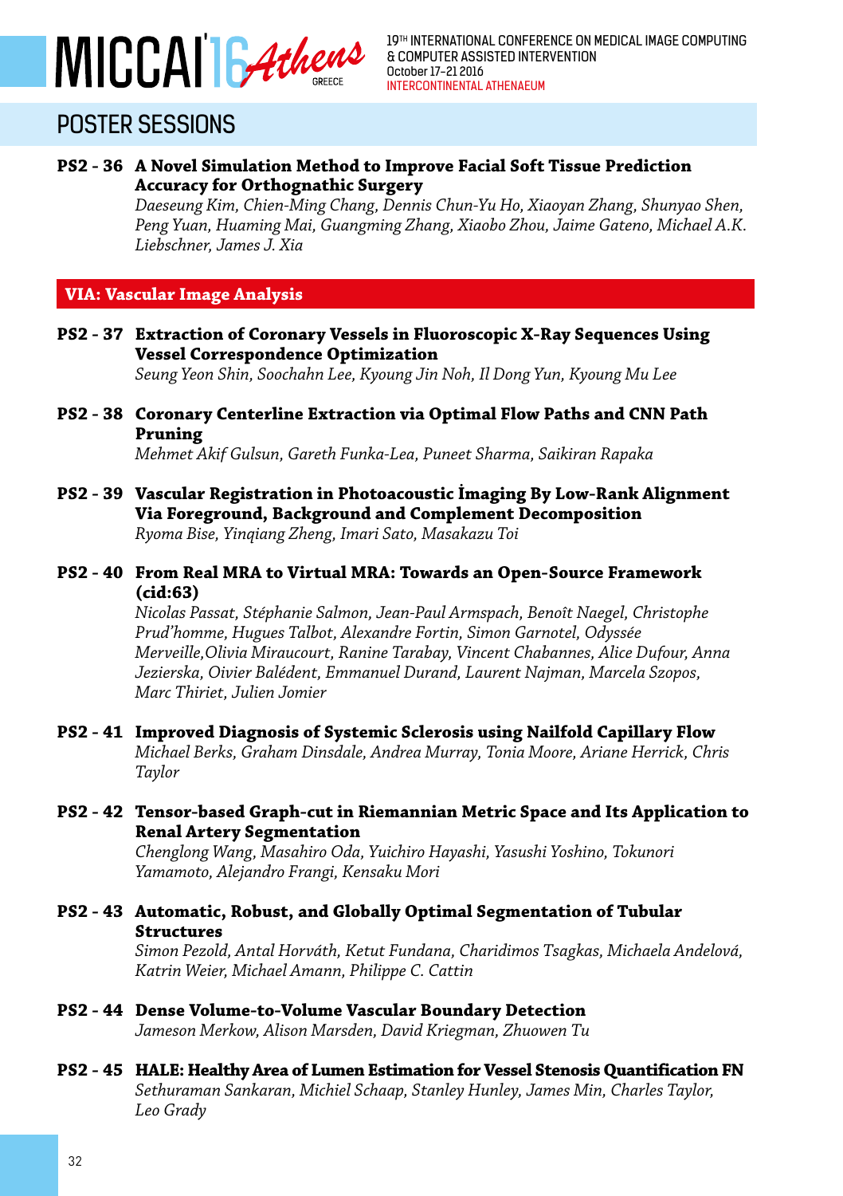## POSTER SESSIONS

**PS2 - 36 A Novel Simulation Method to Improve Facial Soft Tissue Prediction Accuracy for Orthognathic Surgery**
*Daeseung Kim, Chien-Ming Chang, Dennis Chun-Yu Ho, Xiaoyan Zhang, Shunyao Shen, Peng Yuan, Huaming Mai, Guangming Zhang, Xiaobo Zhou, Jaime Gateno, Michael A.K. Liebschner, James J. Xia*

### VIA: Vascular Image Analysis

**PS2 - 37 Extraction of Coronary Vessels in Fluoroscopic X-Ray Sequences Using Vessel Correspondence Optimization**
*Seung Yeon Shin, Soochahn Lee, Kyoung Jin Noh, Il Dong Yun, Kyoung Mu Lee*

**PS2 - 38 Coronary Centerline Extraction via Optimal Flow Paths and CNN Path Pruning**
*Mehmet Akif Gulsun, Gareth Funka-Lea, Puneet Sharma, Saikiran Rapaka*

**PS2 - 39 Vascular Registration in Photoacoustic İmaging By Low-Rank Alignment Via Foreground, Background and Complement Decomposition**
*Ryoma Bise, Yinqiang Zheng, Imari Sato, Masakazu Toi*

**PS2 - 40 From Real MRA to Virtual MRA: Towards an Open-Source Framework (cid:63)**
*Nicolas Passat, Stéphanie Salmon, Jean-Paul Armspach, Benoît Naegel, Christophe Prud'homme, Hugues Talbot, Alexandre Fortin, Simon Garnotel, Odyssée Merveille,Olivia Miraucourt, Ranine Tarabay, Vincent Chabannes, Alice Dufour, Anna Jezierska, Oivier Balédent, Emmanuel Durand, Laurent Najman, Marcela Szopos, Marc Thiriet, Julien Jomier*

**PS2 - 41 Improved Diagnosis of Systemic Sclerosis using Nailfold Capillary Flow**
*Michael Berks, Graham Dinsdale, Andrea Murray, Tonia Moore, Ariane Herrick, Chris Taylor*

**PS2 - 42 Tensor-based Graph-cut in Riemannian Metric Space and Its Application to Renal Artery Segmentation**
*Chenglong Wang, Masahiro Oda, Yuichiro Hayashi, Yasushi Yoshino, Tokunori Yamamoto, Alejandro Frangi, Kensaku Mori*

**PS2 - 43 Automatic, Robust, and Globally Optimal Segmentation of Tubular Structures**
*Simon Pezold, Antal Horváth, Ketut Fundana, Charidimos Tsagkas, Michaela Andelová, Katrin Weier, Michael Amann, Philippe C. Cattin*

**PS2 - 44 Dense Volume-to-Volume Vascular Boundary Detection**
*Jameson Merkow, Alison Marsden, David Kriegman, Zhuowen Tu*

**PS2 - 45 HALE: Healthy Area of Lumen Estimation for Vessel Stenosis Quantification FN**
*Sethuraman Sankaran, Michiel Schaap, Stanley Hunley, James Min, Charles Taylor, Leo Grady*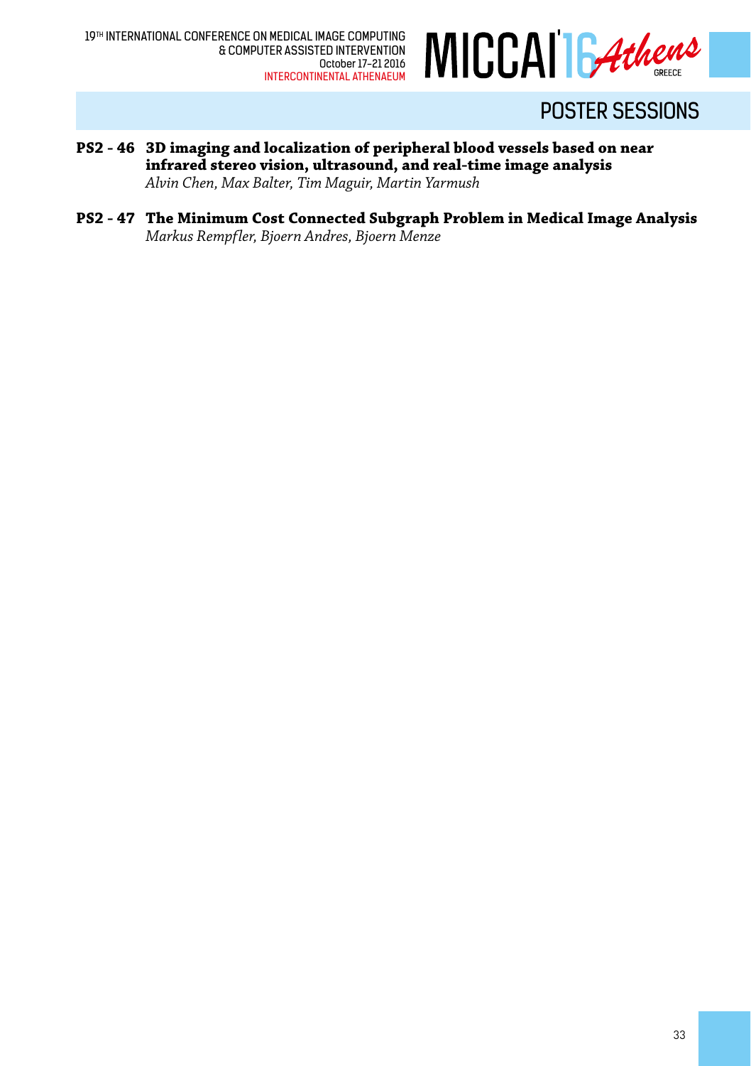## POSTER SESSIONS

**PS2 - 46 3D imaging and localization of peripheral blood vessels based on near infrared stereo vision, ultrasound, and real-time image analysis**
*Alvin Chen, Max Balter, Tim Maguir, Martin Yarmush*

**PS2 - 47 The Minimum Cost Connected Subgraph Problem in Medical Image Analysis**
*Markus Rempfler, Bjoern Andres, Bjoern Menze*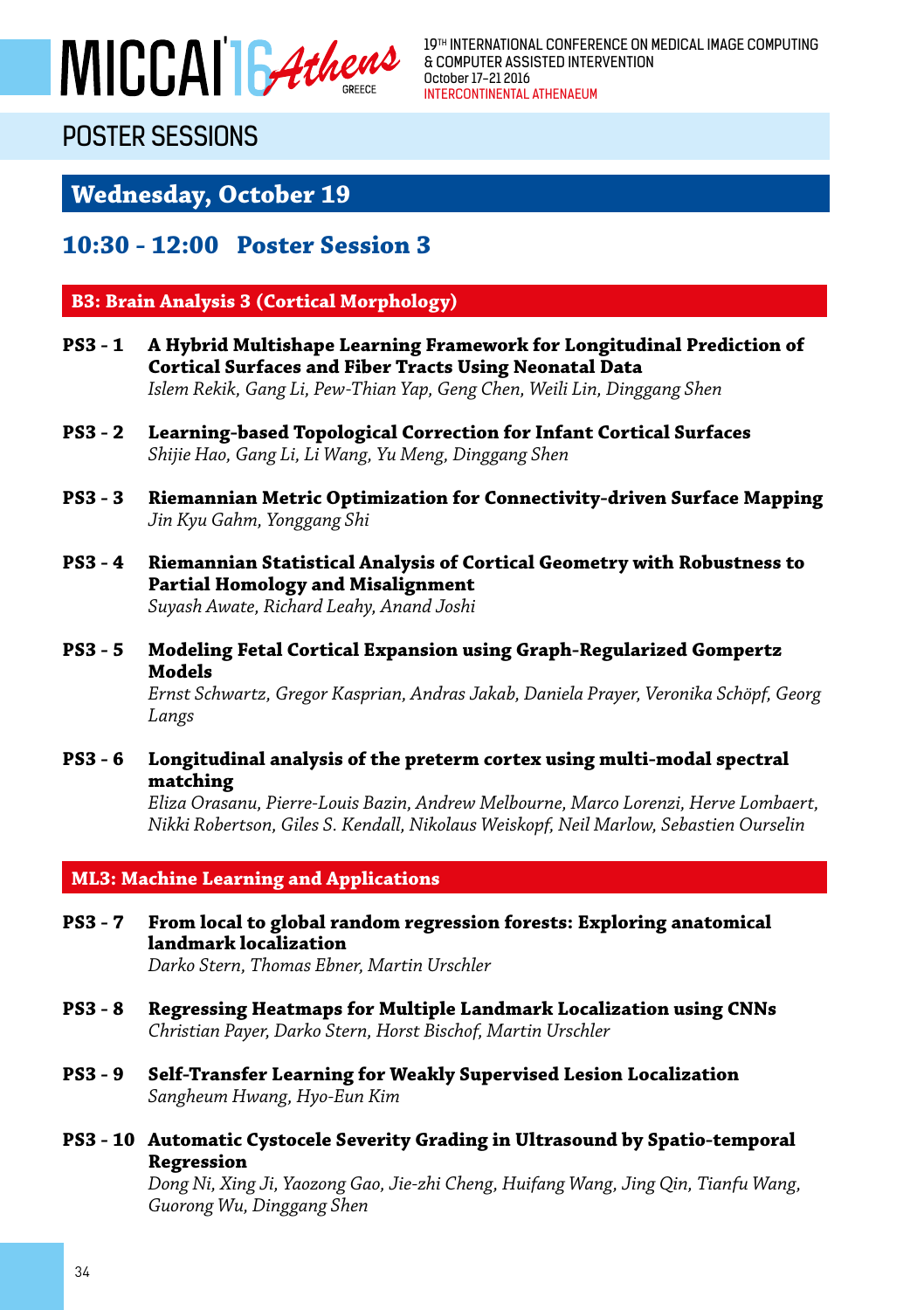# POSTER SESSIONS

## Wednesday, October 19

## 10:30 - 12:00 Poster Session 3

### B3: Brain Analysis 3 (Cortical Morphology)

**PS3 - 1** **A Hybrid Multishape Learning Framework for Longitudinal Prediction of Cortical Surfaces and Fiber Tracts Using Neonatal Data**
*Islem Rekik, Gang Li, Pew-Thian Yap, Geng Chen, Weili Lin, Dinggang Shen*

**PS3 - 2** **Learning-based Topological Correction for Infant Cortical Surfaces**
*Shijie Hao, Gang Li, Li Wang, Yu Meng, Dinggang Shen*

**PS3 - 3** **Riemannian Metric Optimization for Connectivity-driven Surface Mapping**
*Jin Kyu Gahm, Yonggang Shi*

**PS3 - 4** **Riemannian Statistical Analysis of Cortical Geometry with Robustness to Partial Homology and Misalignment**
*Suyash Awate, Richard Leahy, Anand Joshi*

**PS3 - 5** **Modeling Fetal Cortical Expansion using Graph-Regularized Gompertz Models**
*Ernst Schwartz, Gregor Kasprian, Andras Jakab, Daniela Prayer, Veronika Schöpf, Georg Langs*

**PS3 - 6** **Longitudinal analysis of the preterm cortex using multi-modal spectral matching**
*Eliza Orasanu, Pierre-Louis Bazin, Andrew Melbourne, Marco Lorenzi, Herve Lombaert, Nikki Robertson, Giles S. Kendall, Nikolaus Weiskopf, Neil Marlow, Sebastien Ourselin*

### ML3: Machine Learning and Applications

**PS3 - 7** **From local to global random regression forests: Exploring anatomical landmark localization**
*Darko Stern, Thomas Ebner, Martin Urschler*

**PS3 - 8** **Regressing Heatmaps for Multiple Landmark Localization using CNNs**
*Christian Payer, Darko Stern, Horst Bischof, Martin Urschler*

**PS3 - 9** **Self-Transfer Learning for Weakly Supervised Lesion Localization**
*Sangheum Hwang, Hyo-Eun Kim*

**PS3 - 10** **Automatic Cystocele Severity Grading in Ultrasound by Spatio-temporal Regression**
*Dong Ni, Xing Ji, Yaozong Gao, Jie-zhi Cheng, Huifang Wang, Jing Qin, Tianfu Wang, Guorong Wu, Dinggang Shen*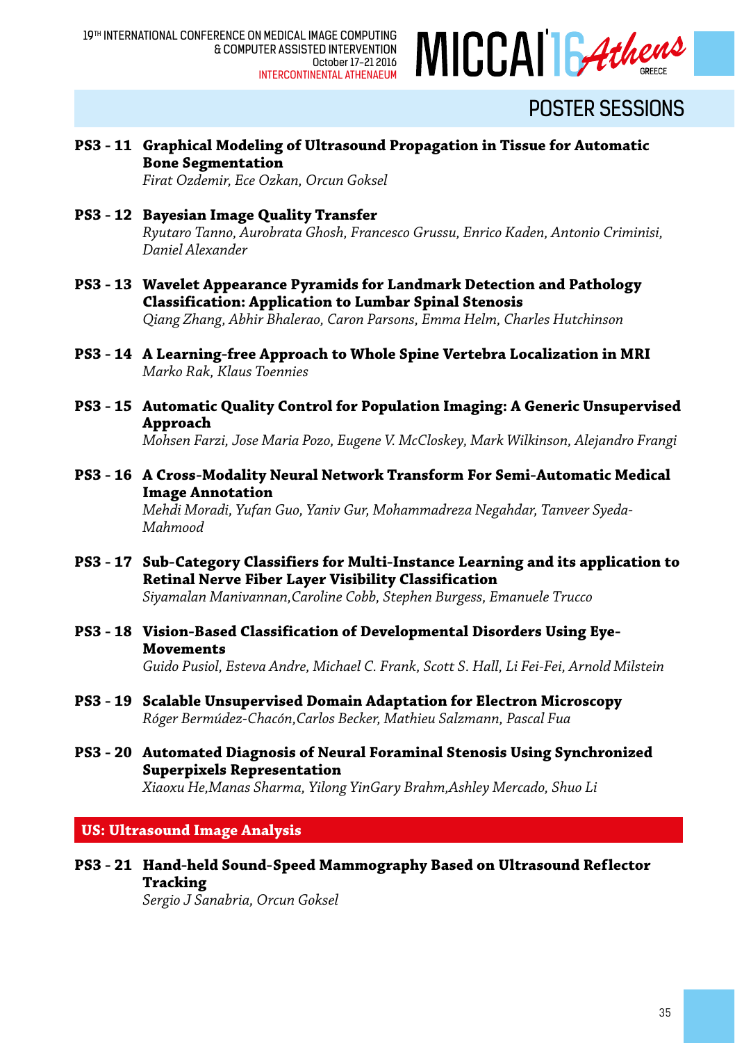## POSTER SESSIONS

**PS3 - 11 Graphical Modeling of Ultrasound Propagation in Tissue for Automatic Bone Segmentation**
*Firat Ozdemir, Ece Ozkan, Orcun Goksel*

**PS3 - 12 Bayesian Image Quality Transfer**
*Ryutaro Tanno, Aurobrata Ghosh, Francesco Grussu, Enrico Kaden, Antonio Criminisi, Daniel Alexander*

**PS3 - 13 Wavelet Appearance Pyramids for Landmark Detection and Pathology Classification: Application to Lumbar Spinal Stenosis**
*Qiang Zhang, Abhir Bhalerao, Caron Parsons, Emma Helm, Charles Hutchinson*

**PS3 - 14 A Learning-free Approach to Whole Spine Vertebra Localization in MRI**
*Marko Rak, Klaus Toennies*

**PS3 - 15 Automatic Quality Control for Population Imaging: A Generic Unsupervised Approach**
*Mohsen Farzi, Jose Maria Pozo, Eugene V. McCloskey, Mark Wilkinson, Alejandro Frangi*

**PS3 - 16 A Cross-Modality Neural Network Transform For Semi-Automatic Medical Image Annotation**
*Mehdi Moradi, Yufan Guo, Yaniv Gur, Mohammadreza Negahdar, Tanveer Syeda-Mahmood*

**PS3 - 17 Sub-Category Classifiers for Multi-Instance Learning and its application to Retinal Nerve Fiber Layer Visibility Classification**
*Siyamalan Manivannan,Caroline Cobb, Stephen Burgess, Emanuele Trucco*

**PS3 - 18 Vision-Based Classification of Developmental Disorders Using Eye-Movements**
*Guido Pusiol, Esteva Andre, Michael C. Frank, Scott S. Hall, Li Fei-Fei, Arnold Milstein*

**PS3 - 19 Scalable Unsupervised Domain Adaptation for Electron Microscopy**
*Róger Bermúdez-Chacón,Carlos Becker, Mathieu Salzmann, Pascal Fua*

**PS3 - 20 Automated Diagnosis of Neural Foraminal Stenosis Using Synchronized Superpixels Representation**
*Xiaoxu He,Manas Sharma, Yilong YinGary Brahm,Ashley Mercado, Shuo Li*

### US: Ultrasound Image Analysis

**PS3 - 21 Hand-held Sound-Speed Mammography Based on Ultrasound Reflector Tracking**
*Sergio J Sanabria, Orcun Goksel*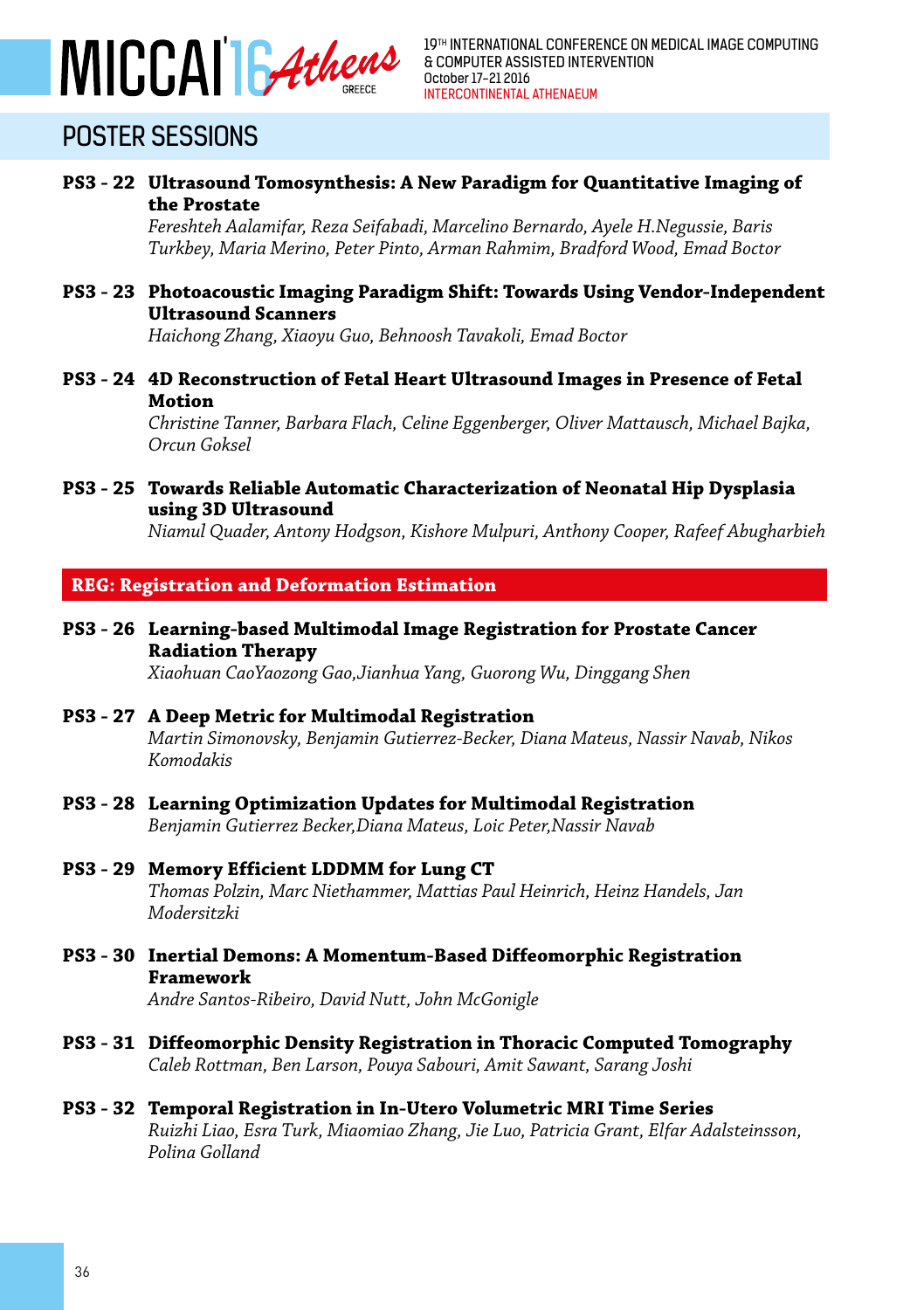## POSTER SESSIONS

**PS3 - 22 Ultrasound Tomosynthesis: A New Paradigm for Quantitative Imaging of the Prostate**
*Fereshteh Aalamifar, Reza Seifabadi, Marcelino Bernardo, Ayele H.Negussie, Baris Turkbey, Maria Merino, Peter Pinto, Arman Rahmim, Bradford Wood, Emad Boctor*

**PS3 - 23 Photoacoustic Imaging Paradigm Shift: Towards Using Vendor-Independent Ultrasound Scanners**
*Haichong Zhang, Xiaoyu Guo, Behnoosh Tavakoli, Emad Boctor*

**PS3 - 24 4D Reconstruction of Fetal Heart Ultrasound Images in Presence of Fetal Motion**
*Christine Tanner, Barbara Flach, Celine Eggenberger, Oliver Mattausch, Michael Bajka, Orcun Goksel*

**PS3 - 25 Towards Reliable Automatic Characterization of Neonatal Hip Dysplasia using 3D Ultrasound**
*Niamul Quader, Antony Hodgson, Kishore Mulpuri, Anthony Cooper, Rafeef Abugharbieh*

### REG: Registration and Deformation Estimation

**PS3 - 26 Learning-based Multimodal Image Registration for Prostate Cancer Radiation Therapy**
*Xiaohuan CaoYaozong Gao,Jianhua Yang, Guorong Wu, Dinggang Shen*

**PS3 - 27 A Deep Metric for Multimodal Registration**
*Martin Simonovsky, Benjamin Gutierrez-Becker, Diana Mateus, Nassir Navab, Nikos Komodakis*

**PS3 - 28 Learning Optimization Updates for Multimodal Registration**
*Benjamin Gutierrez Becker,Diana Mateus, Loic Peter,Nassir Navab*

**PS3 - 29 Memory Efficient LDDMM for Lung CT**
*Thomas Polzin, Marc Niethammer, Mattias Paul Heinrich, Heinz Handels, Jan Modersitzki*

**PS3 - 30 Inertial Demons: A Momentum-Based Diffeomorphic Registration Framework**
*Andre Santos-Ribeiro, David Nutt, John McGonigle*

**PS3 - 31 Diffeomorphic Density Registration in Thoracic Computed Tomography**
*Caleb Rottman, Ben Larson, Pouya Sabouri, Amit Sawant, Sarang Joshi*

**PS3 - 32 Temporal Registration in In-Utero Volumetric MRI Time Series**
*Ruizhi Liao, Esra Turk, Miaomiao Zhang, Jie Luo, Patricia Grant, Elfar Adalsteinsson, Polina Golland*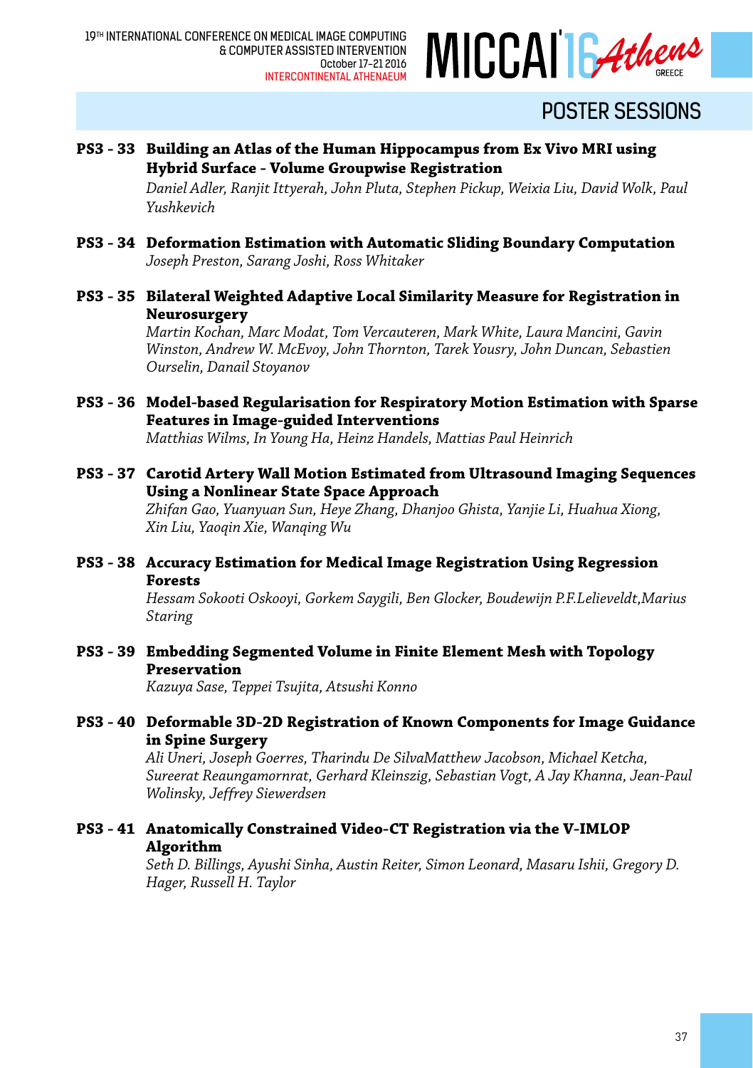## POSTER SESSIONS

**PS3 - 33 Building an Atlas of the Human Hippocampus from Ex Vivo MRI using Hybrid Surface - Volume Groupwise Registration**
*Daniel Adler, Ranjit Ittyerah, John Pluta, Stephen Pickup, Weixia Liu, David Wolk, Paul Yushkevich*

**PS3 - 34 Deformation Estimation with Automatic Sliding Boundary Computation**
*Joseph Preston, Sarang Joshi, Ross Whitaker*

**PS3 - 35 Bilateral Weighted Adaptive Local Similarity Measure for Registration in Neurosurgery**
*Martin Kochan, Marc Modat, Tom Vercauteren, Mark White, Laura Mancini, Gavin Winston, Andrew W. McEvoy, John Thornton, Tarek Yousry, John Duncan, Sebastien Ourselin, Danail Stoyanov*

**PS3 - 36 Model-based Regularisation for Respiratory Motion Estimation with Sparse Features in Image-guided Interventions**
*Matthias Wilms, In Young Ha, Heinz Handels, Mattias Paul Heinrich*

**PS3 - 37 Carotid Artery Wall Motion Estimated from Ultrasound Imaging Sequences Using a Nonlinear State Space Approach**
*Zhifan Gao, Yuanyuan Sun, Heye Zhang, Dhanjoo Ghista, Yanjie Li, Huahua Xiong, Xin Liu, Yaoqin Xie, Wanqing Wu*

**PS3 - 38 Accuracy Estimation for Medical Image Registration Using Regression Forests**
*Hessam Sokooti Oskooyi, Gorkem Saygili, Ben Glocker, Boudewijn P.F.Lelieveldt,Marius Staring*

**PS3 - 39 Embedding Segmented Volume in Finite Element Mesh with Topology Preservation**
*Kazuya Sase, Teppei Tsujita, Atsushi Konno*

**PS3 - 40 Deformable 3D-2D Registration of Known Components for Image Guidance in Spine Surgery**
*Ali Uneri, Joseph Goerres, Tharindu De SilvaMatthew Jacobson, Michael Ketcha, Sureerat Reaungamornrat, Gerhard Kleinszig, Sebastian Vogt, A Jay Khanna, Jean-Paul Wolinsky, Jeffrey Siewerdsen*

**PS3 - 41 Anatomically Constrained Video-CT Registration via the V-IMLOP Algorithm**
*Seth D. Billings, Ayushi Sinha, Austin Reiter, Simon Leonard, Masaru Ishii, Gregory D. Hager, Russell H. Taylor*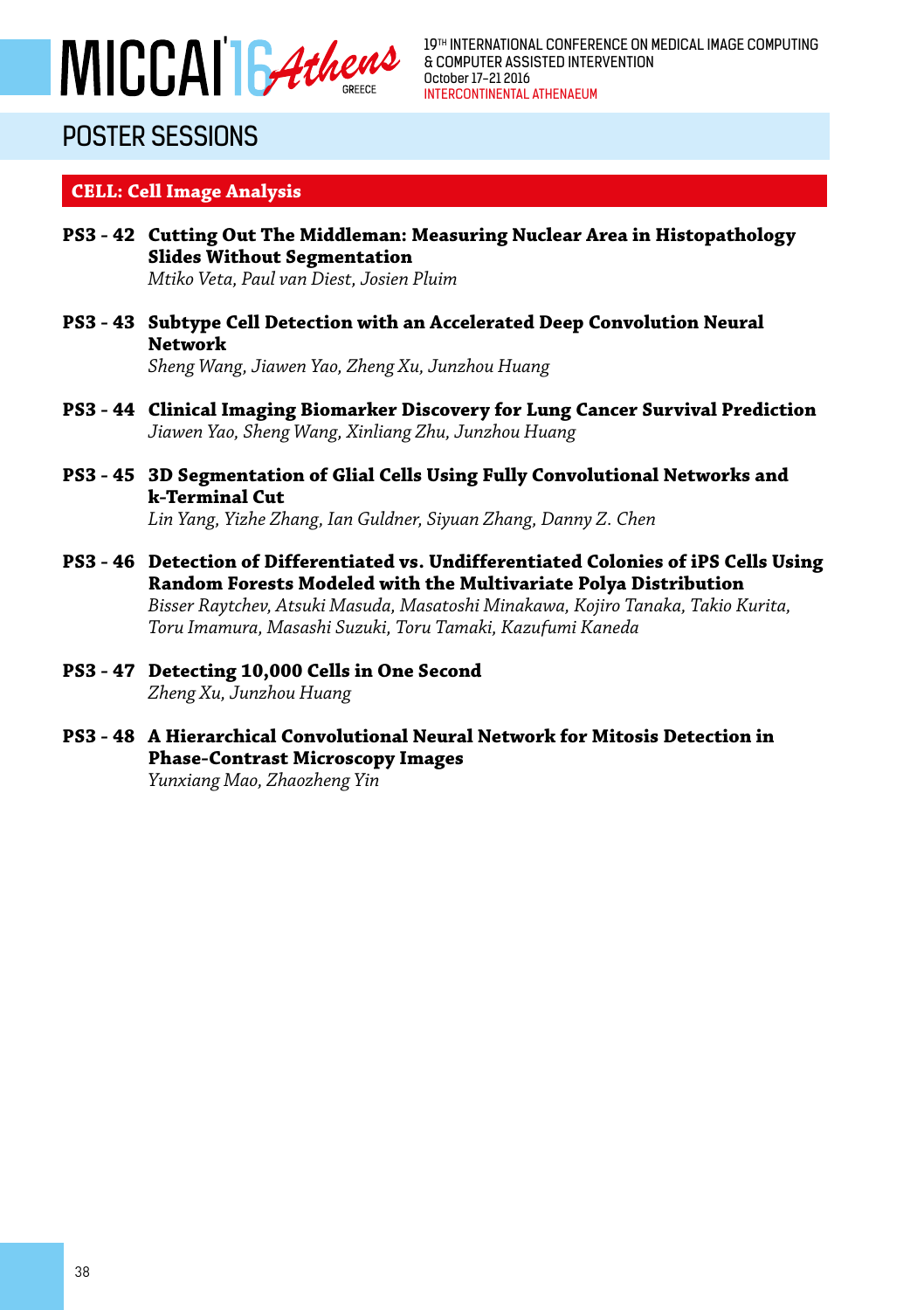# POSTER SESSIONS

## CELL: Cell Image Analysis

**PS3 - 42 Cutting Out The Middleman: Measuring Nuclear Area in Histopathology Slides Without Segmentation**
*Mtiko Veta, Paul van Diest, Josien Pluim*

**PS3 - 43 Subtype Cell Detection with an Accelerated Deep Convolution Neural Network**
*Sheng Wang, Jiawen Yao, Zheng Xu, Junzhou Huang*

**PS3 - 44 Clinical Imaging Biomarker Discovery for Lung Cancer Survival Prediction**
*Jiawen Yao, Sheng Wang, Xinliang Zhu, Junzhou Huang*

**PS3 - 45 3D Segmentation of Glial Cells Using Fully Convolutional Networks and k-Terminal Cut**
*Lin Yang, Yizhe Zhang, Ian Guldner, Siyuan Zhang, Danny Z. Chen*

**PS3 - 46 Detection of Differentiated vs. Undifferentiated Colonies of iPS Cells Using Random Forests Modeled with the Multivariate Polya Distribution**
*Bisser Raytchev, Atsuki Masuda, Masatoshi Minakawa, Kojiro Tanaka, Takio Kurita, Toru Imamura, Masashi Suzuki, Toru Tamaki, Kazufumi Kaneda*

**PS3 - 47 Detecting 10,000 Cells in One Second**
*Zheng Xu, Junzhou Huang*

**PS3 - 48 A Hierarchical Convolutional Neural Network for Mitosis Detection in Phase-Contrast Microscopy Images**
*Yunxiang Mao, Zhaozheng Yin*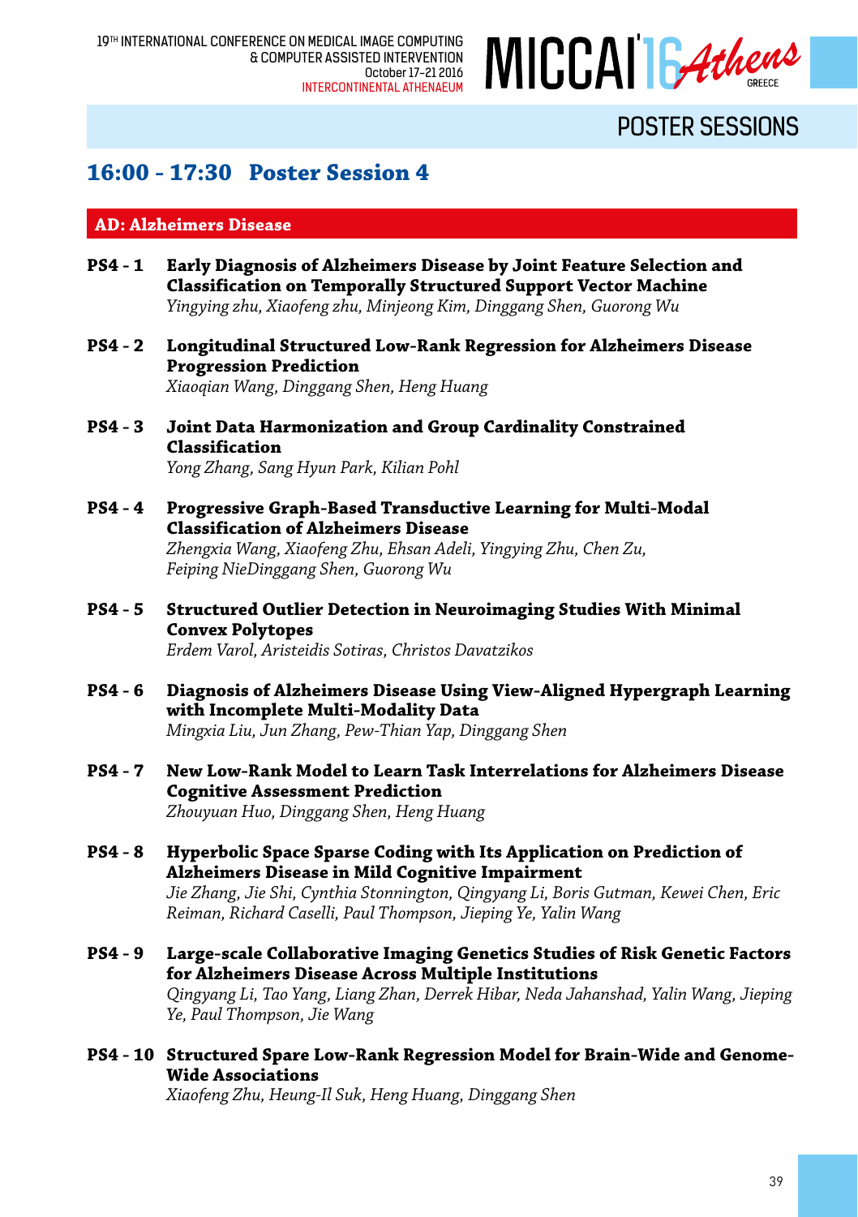## POSTER SESSIONS

## 16:00 - 17:30 Poster Session 4

### AD: Alzheimers Disease

**PS4 - 1** **Early Diagnosis of Alzheimers Disease by Joint Feature Selection and Classification on Temporally Structured Support Vector Machine**
*Yingying zhu, Xiaofeng zhu, Minjeong Kim, Dinggang Shen, Guorong Wu*

**PS4 - 2** **Longitudinal Structured Low-Rank Regression for Alzheimers Disease Progression Prediction**
*Xiaoqian Wang, Dinggang Shen, Heng Huang*

**PS4 - 3** **Joint Data Harmonization and Group Cardinality Constrained Classification**
*Yong Zhang, Sang Hyun Park, Kilian Pohl*

**PS4 - 4** **Progressive Graph-Based Transductive Learning for Multi-Modal Classification of Alzheimers Disease**
*Zhengxia Wang, Xiaofeng Zhu, Ehsan Adeli, Yingying Zhu, Chen Zu, Feiping NieDinggang Shen, Guorong Wu*

**PS4 - 5** **Structured Outlier Detection in Neuroimaging Studies With Minimal Convex Polytopes**
*Erdem Varol, Aristeidis Sotiras, Christos Davatzikos*

**PS4 - 6** **Diagnosis of Alzheimers Disease Using View-Aligned Hypergraph Learning with Incomplete Multi-Modality Data**
*Mingxia Liu, Jun Zhang, Pew-Thian Yap, Dinggang Shen*

**PS4 - 7** **New Low-Rank Model to Learn Task Interrelations for Alzheimers Disease Cognitive Assessment Prediction**
*Zhouyuan Huo, Dinggang Shen, Heng Huang*

**PS4 - 8** **Hyperbolic Space Sparse Coding with Its Application on Prediction of Alzheimers Disease in Mild Cognitive Impairment**
*Jie Zhang, Jie Shi, Cynthia Stonnington, Qingyang Li, Boris Gutman, Kewei Chen, Eric Reiman, Richard Caselli, Paul Thompson, Jieping Ye, Yalin Wang*

**PS4 - 9** **Large-scale Collaborative Imaging Genetics Studies of Risk Genetic Factors for Alzheimers Disease Across Multiple Institutions**
*Qingyang Li, Tao Yang, Liang Zhan, Derrek Hibar, Neda Jahanshad, Yalin Wang, Jieping Ye, Paul Thompson, Jie Wang*

**PS4 - 10** **Structured Spare Low-Rank Regression Model for Brain-Wide and Genome-Wide Associations**
*Xiaofeng Zhu, Heung-Il Suk, Heng Huang, Dinggang Shen*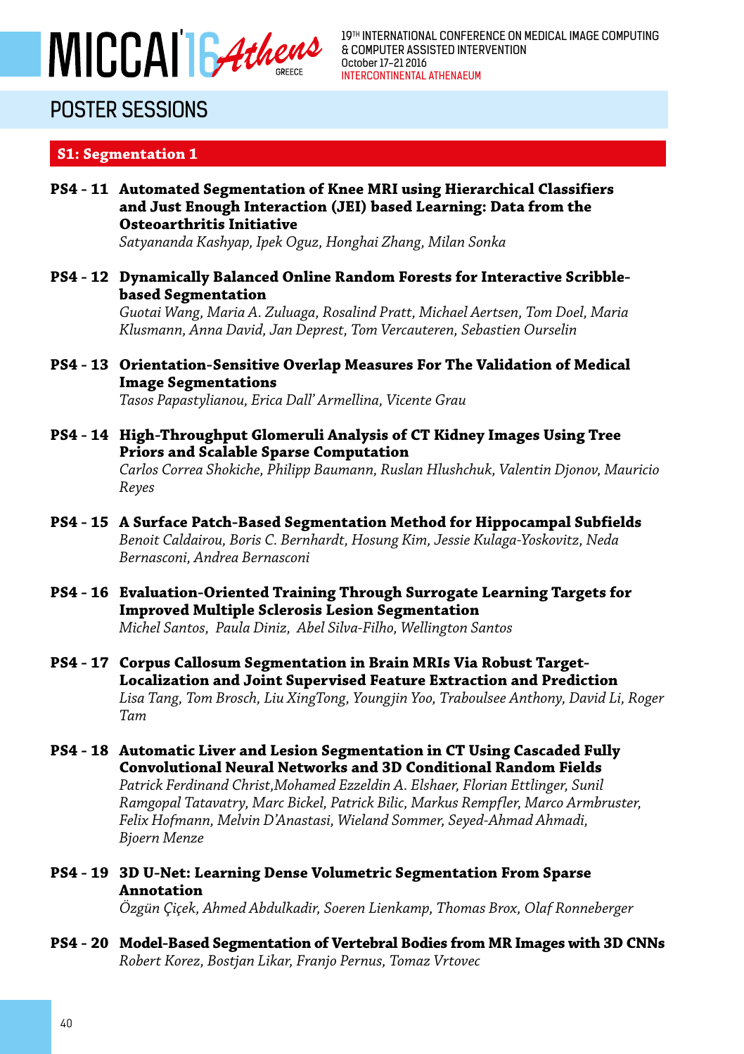# POSTER SESSIONS

## S1: Segmentation 1

**PS4 - 11 Automated Segmentation of Knee MRI using Hierarchical Classifiers and Just Enough Interaction (JEI) based Learning: Data from the Osteoarthritis Initiative**
*Satyananda Kashyap, Ipek Oguz, Honghai Zhang, Milan Sonka*

**PS4 - 12 Dynamically Balanced Online Random Forests for Interactive Scribble-based Segmentation**
*Guotai Wang, Maria A. Zuluaga, Rosalind Pratt, Michael Aertsen, Tom Doel, Maria Klusmann, Anna David, Jan Deprest, Tom Vercauteren, Sebastien Ourselin*

**PS4 - 13 Orientation-Sensitive Overlap Measures For The Validation of Medical Image Segmentations**
*Tasos Papastylianou, Erica Dall' Armellina, Vicente Grau*

**PS4 - 14 High-Throughput Glomeruli Analysis of CT Kidney Images Using Tree Priors and Scalable Sparse Computation**
*Carlos Correa Shokiche, Philipp Baumann, Ruslan Hlushchuk, Valentin Djonov, Mauricio Reyes*

**PS4 - 15 A Surface Patch-Based Segmentation Method for Hippocampal Subfields**
*Benoit Caldairou, Boris C. Bernhardt, Hosung Kim, Jessie Kulaga-Yoskovitz, Neda Bernasconi, Andrea Bernasconi*

**PS4 - 16 Evaluation-Oriented Training Through Surrogate Learning Targets for Improved Multiple Sclerosis Lesion Segmentation**
*Michel Santos, Paula Diniz, Abel Silva-Filho, Wellington Santos*

**PS4 - 17 Corpus Callosum Segmentation in Brain MRIs Via Robust Target-Localization and Joint Supervised Feature Extraction and Prediction**
*Lisa Tang, Tom Brosch, Liu XingTong, Youngjin Yoo, Traboulsee Anthony, David Li, Roger Tam*

**PS4 - 18 Automatic Liver and Lesion Segmentation in CT Using Cascaded Fully Convolutional Neural Networks and 3D Conditional Random Fields**
*Patrick Ferdinand Christ,Mohamed Ezzeldin A. Elshaer, Florian Ettlinger, Sunil Ramgopal Tatavatry, Marc Bickel, Patrick Bilic, Markus Rempfler, Marco Armbruster, Felix Hofmann, Melvin D'Anastasi, Wieland Sommer, Seyed-Ahmad Ahmadi, Bjoern Menze*

**PS4 - 19 3D U-Net: Learning Dense Volumetric Segmentation From Sparse Annotation**
*Özgün Çiçek, Ahmed Abdulkadir, Soeren Lienkamp, Thomas Brox, Olaf Ronneberger*

**PS4 - 20 Model-Based Segmentation of Vertebral Bodies from MR Images with 3D CNNs**
*Robert Korez, Bostjan Likar, Franjo Pernus, Tomaz Vrtovec*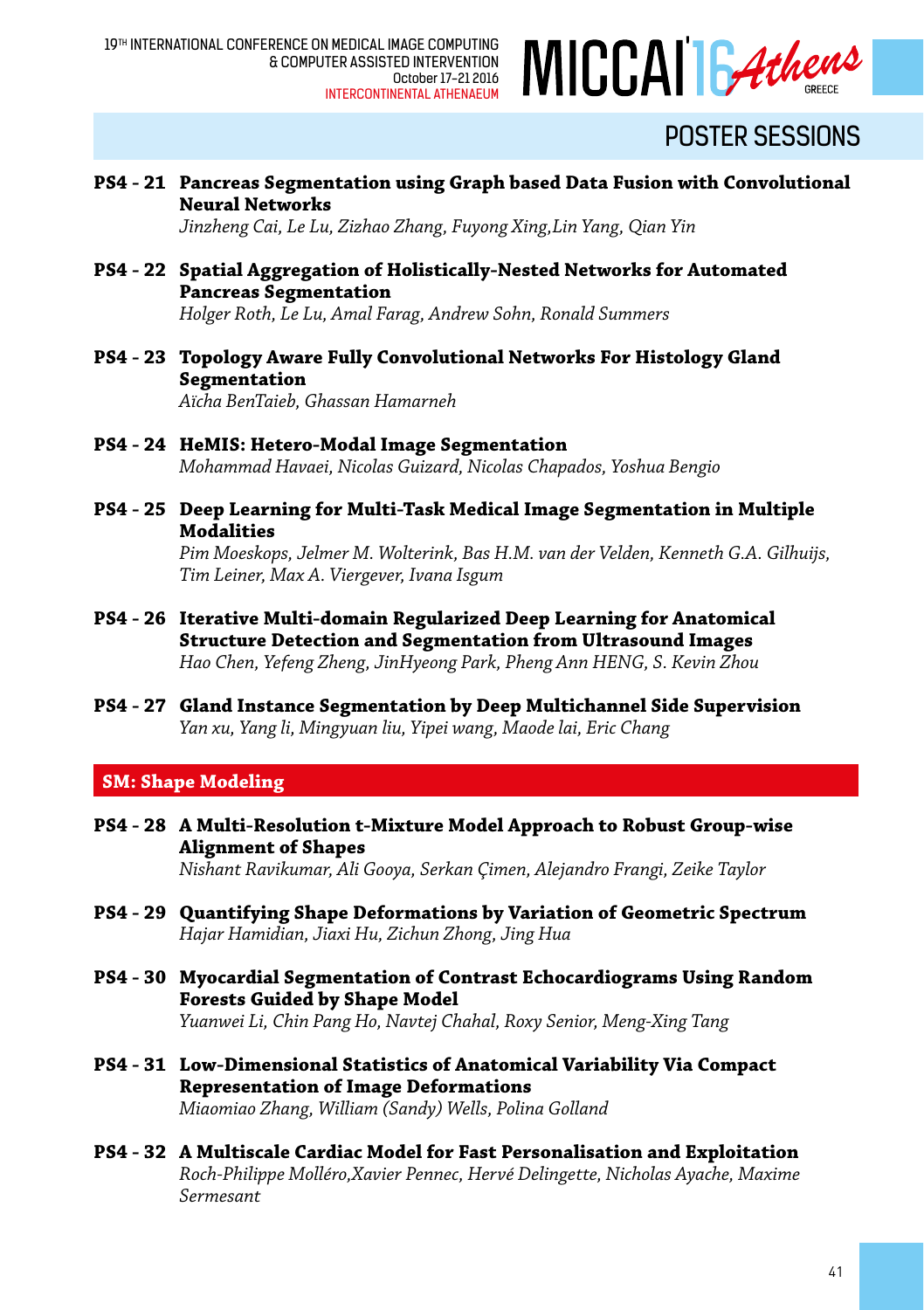## POSTER SESSIONS

**PS4 - 21 Pancreas Segmentation using Graph based Data Fusion with Convolutional Neural Networks**
*Jinzheng Cai, Le Lu, Zizhao Zhang, Fuyong Xing,Lin Yang, Qian Yin*

**PS4 - 22 Spatial Aggregation of Holistically-Nested Networks for Automated Pancreas Segmentation**
*Holger Roth, Le Lu, Amal Farag, Andrew Sohn, Ronald Summers*

**PS4 - 23 Topology Aware Fully Convolutional Networks For Histology Gland Segmentation**
*Aïcha BenTaieb, Ghassan Hamarneh*

**PS4 - 24 HeMIS: Hetero-Modal Image Segmentation**
*Mohammad Havaei, Nicolas Guizard, Nicolas Chapados, Yoshua Bengio*

**PS4 - 25 Deep Learning for Multi-Task Medical Image Segmentation in Multiple Modalities**
*Pim Moeskops, Jelmer M. Wolterink, Bas H.M. van der Velden, Kenneth G.A. Gilhuijs, Tim Leiner, Max A. Viergever, Ivana Isgum*

**PS4 - 26 Iterative Multi-domain Regularized Deep Learning for Anatomical Structure Detection and Segmentation from Ultrasound Images**
*Hao Chen, Yefeng Zheng, JinHyeong Park, Pheng Ann HENG, S. Kevin Zhou*

**PS4 - 27 Gland Instance Segmentation by Deep Multichannel Side Supervision**
*Yan xu, Yang li, Mingyuan liu, Yipei wang, Maode lai, Eric Chang*

### SM: Shape Modeling

**PS4 - 28 A Multi-Resolution t-Mixture Model Approach to Robust Group-wise Alignment of Shapes**
*Nishant Ravikumar, Ali Gooya, Serkan Çimen, Alejandro Frangi, Zeike Taylor*

**PS4 - 29 Quantifying Shape Deformations by Variation of Geometric Spectrum**
*Hajar Hamidian, Jiaxi Hu, Zichun Zhong, Jing Hua*

**PS4 - 30 Myocardial Segmentation of Contrast Echocardiograms Using Random Forests Guided by Shape Model**
*Yuanwei Li, Chin Pang Ho, Navtej Chahal, Roxy Senior, Meng-Xing Tang*

**PS4 - 31 Low-Dimensional Statistics of Anatomical Variability Via Compact Representation of Image Deformations**
*Miaomiao Zhang, William (Sandy) Wells, Polina Golland*

**PS4 - 32 A Multiscale Cardiac Model for Fast Personalisation and Exploitation**
*Roch-Philippe Molléro,Xavier Pennec, Hervé Delingette, Nicholas Ayache, Maxime Sermesant*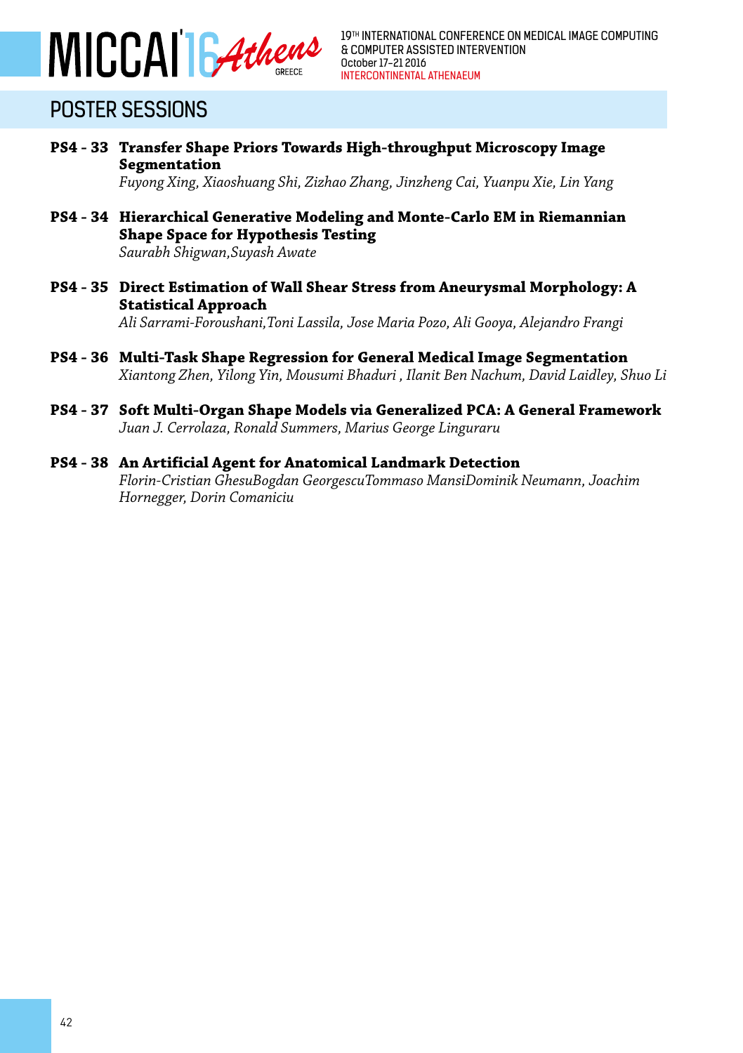## POSTER SESSIONS

**PS4 - 33 Transfer Shape Priors Towards High-throughput Microscopy Image Segmentation**
*Fuyong Xing, Xiaoshuang Shi, Zizhao Zhang, Jinzheng Cai, Yuanpu Xie, Lin Yang*

**PS4 - 34 Hierarchical Generative Modeling and Monte-Carlo EM in Riemannian Shape Space for Hypothesis Testing**
*Saurabh Shigwan,Suyash Awate*

**PS4 - 35 Direct Estimation of Wall Shear Stress from Aneurysmal Morphology: A Statistical Approach**
*Ali Sarrami-Foroushani,Toni Lassila, Jose Maria Pozo, Ali Gooya, Alejandro Frangi*

**PS4 - 36 Multi-Task Shape Regression for General Medical Image Segmentation**
*Xiantong Zhen, Yilong Yin, Mousumi Bhaduri , Ilanit Ben Nachum, David Laidley, Shuo Li*

**PS4 - 37 Soft Multi-Organ Shape Models via Generalized PCA: A General Framework**
*Juan J. Cerrolaza, Ronald Summers, Marius George Linguraru*

**PS4 - 38 An Artificial Agent for Anatomical Landmark Detection**
*Florin-Cristian GhesuBogdan GeorgescuTommaso MansiDominik Neumann, Joachim Hornegger, Dorin Comaniciu*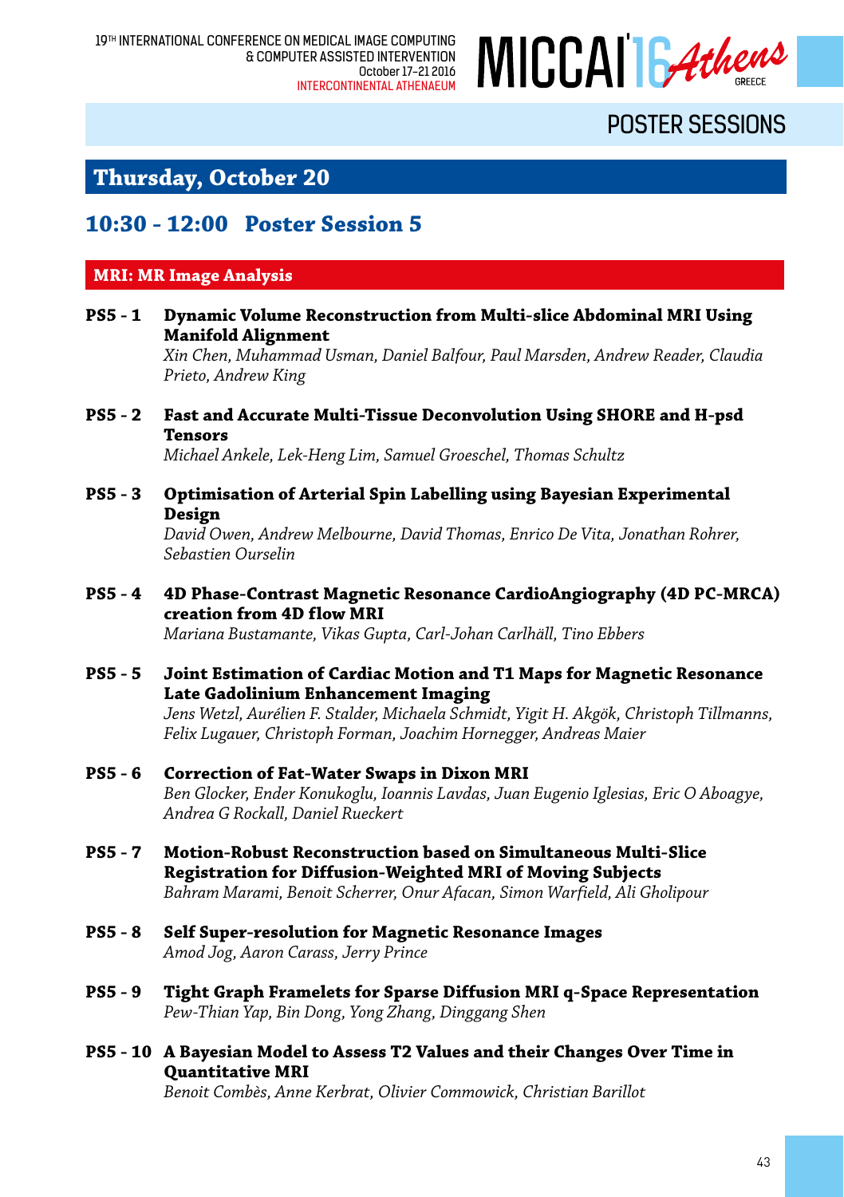# POSTER SESSIONS

## Thursday, October 20

### 10:30 - 12:00 Poster Session 5

#### MRI: MR Image Analysis

**PS5 - 1 Dynamic Volume Reconstruction from Multi-slice Abdominal MRI Using Manifold Alignment**
*Xin Chen, Muhammad Usman, Daniel Balfour, Paul Marsden, Andrew Reader, Claudia Prieto, Andrew King*

**PS5 - 2 Fast and Accurate Multi-Tissue Deconvolution Using SHORE and H-psd Tensors**
*Michael Ankele, Lek-Heng Lim, Samuel Groeschel, Thomas Schultz*

**PS5 - 3 Optimisation of Arterial Spin Labelling using Bayesian Experimental Design**
*David Owen, Andrew Melbourne, David Thomas, Enrico De Vita, Jonathan Rohrer, Sebastien Ourselin*

**PS5 - 4 4D Phase-Contrast Magnetic Resonance CardioAngiography (4D PC-MRCA) creation from 4D flow MRI**
*Mariana Bustamante, Vikas Gupta, Carl-Johan Carlhäll, Tino Ebbers*

**PS5 - 5 Joint Estimation of Cardiac Motion and T1 Maps for Magnetic Resonance Late Gadolinium Enhancement Imaging**
*Jens Wetzl, Aurélien F. Stalder, Michaela Schmidt, Yigit H. Akgök, Christoph Tillmanns, Felix Lugauer, Christoph Forman, Joachim Hornegger, Andreas Maier*

**PS5 - 6 Correction of Fat-Water Swaps in Dixon MRI**
*Ben Glocker, Ender Konukoglu, Ioannis Lavdas, Juan Eugenio Iglesias, Eric O Aboagye, Andrea G Rockall, Daniel Rueckert*

**PS5 - 7 Motion-Robust Reconstruction based on Simultaneous Multi-Slice Registration for Diffusion-Weighted MRI of Moving Subjects**
*Bahram Marami, Benoit Scherrer, Onur Afacan, Simon Warfield, Ali Gholipour*

**PS5 - 8 Self Super-resolution for Magnetic Resonance Images**
*Amod Jog, Aaron Carass, Jerry Prince*

**PS5 - 9 Tight Graph Framelets for Sparse Diffusion MRI q-Space Representation**
*Pew-Thian Yap, Bin Dong, Yong Zhang, Dinggang Shen*

**PS5 - 10 A Bayesian Model to Assess T2 Values and their Changes Over Time in Quantitative MRI**
*Benoit Combès, Anne Kerbrat, Olivier Commowick, Christian Barillot*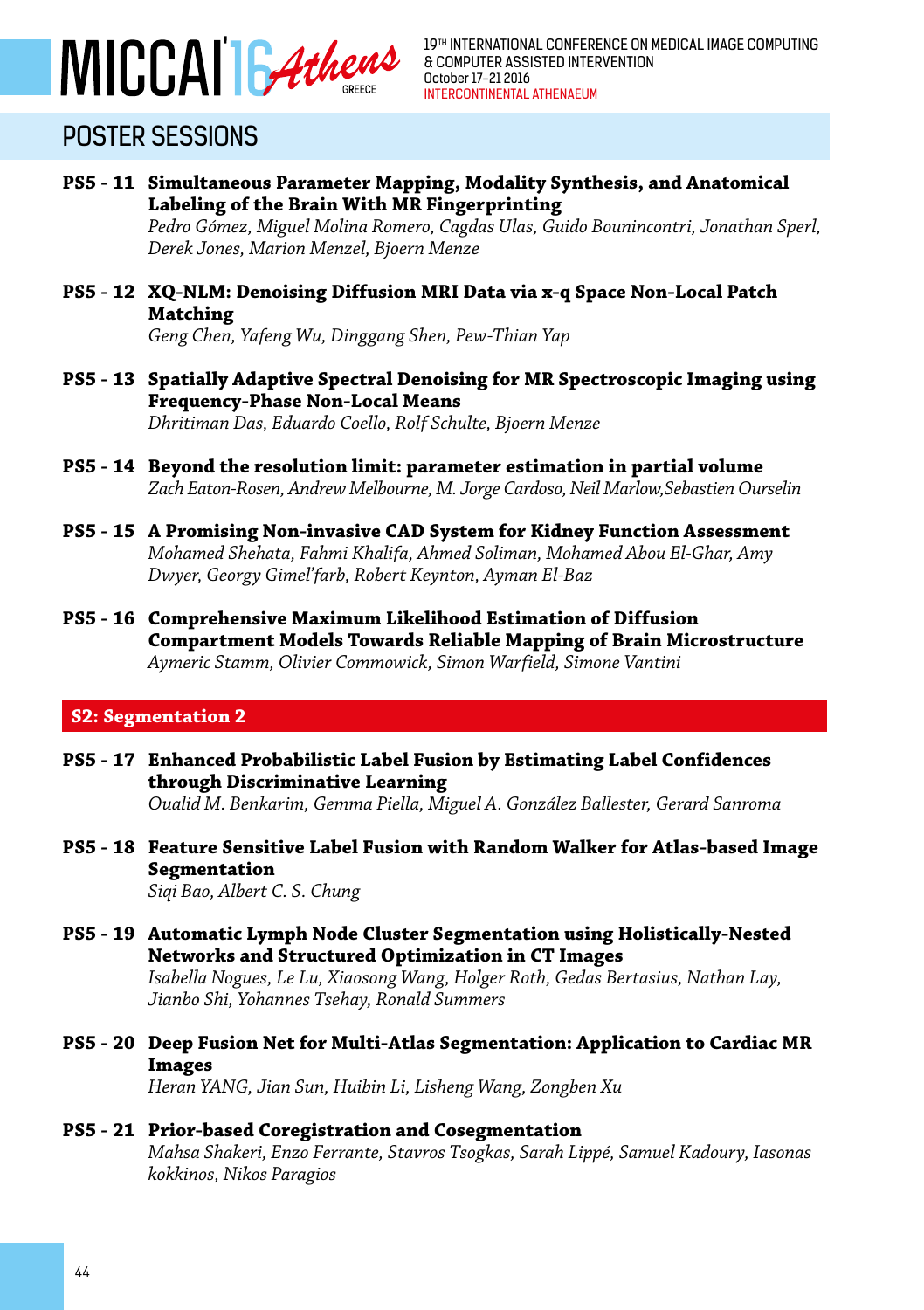## POSTER SESSIONS

**PS5 - 11 Simultaneous Parameter Mapping, Modality Synthesis, and Anatomical Labeling of the Brain With MR Fingerprinting**
*Pedro Gómez, Miguel Molina Romero, Cagdas Ulas, Guido Bounincontri, Jonathan Sperl, Derek Jones, Marion Menzel, Bjoern Menze*

**PS5 - 12 XQ-NLM: Denoising Diffusion MRI Data via x-q Space Non-Local Patch Matching**
*Geng Chen, Yafeng Wu, Dinggang Shen, Pew-Thian Yap*

**PS5 - 13 Spatially Adaptive Spectral Denoising for MR Spectroscopic Imaging using Frequency-Phase Non-Local Means**
*Dhritiman Das, Eduardo Coello, Rolf Schulte, Bjoern Menze*

**PS5 - 14 Beyond the resolution limit: parameter estimation in partial volume**
*Zach Eaton-Rosen, Andrew Melbourne, M. Jorge Cardoso, Neil Marlow,Sebastien Ourselin*

**PS5 - 15 A Promising Non-invasive CAD System for Kidney Function Assessment**
*Mohamed Shehata, Fahmi Khalifa, Ahmed Soliman, Mohamed Abou El-Ghar, Amy Dwyer, Georgy Gimel'farb, Robert Keynton, Ayman El-Baz*

**PS5 - 16 Comprehensive Maximum Likelihood Estimation of Diffusion Compartment Models Towards Reliable Mapping of Brain Microstructure**
*Aymeric Stamm, Olivier Commowick, Simon Warfield, Simone Vantini*

### S2: Segmentation 2

**PS5 - 17 Enhanced Probabilistic Label Fusion by Estimating Label Confidences through Discriminative Learning**
*Oualid M. Benkarim, Gemma Piella, Miguel A. González Ballester, Gerard Sanroma*

**PS5 - 18 Feature Sensitive Label Fusion with Random Walker for Atlas-based Image Segmentation**
*Siqi Bao, Albert C. S. Chung*

**PS5 - 19 Automatic Lymph Node Cluster Segmentation using Holistically-Nested Networks and Structured Optimization in CT Images**
*Isabella Nogues, Le Lu, Xiaosong Wang, Holger Roth, Gedas Bertasius, Nathan Lay, Jianbo Shi, Yohannes Tsehay, Ronald Summers*

**PS5 - 20 Deep Fusion Net for Multi-Atlas Segmentation: Application to Cardiac MR Images**
*Heran YANG, Jian Sun, Huibin Li, Lisheng Wang, Zongben Xu*

**PS5 - 21 Prior-based Coregistration and Cosegmentation**
*Mahsa Shakeri, Enzo Ferrante, Stavros Tsogkas, Sarah Lippé, Samuel Kadoury, Iasonas kokkinos, Nikos Paragios*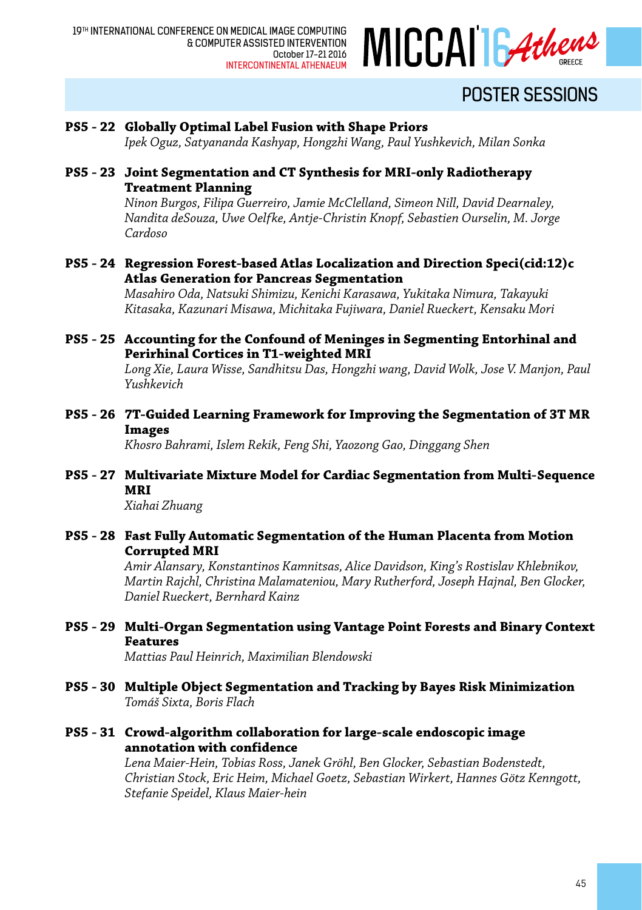## POSTER SESSIONS

**PS5 - 22 Globally Optimal Label Fusion with Shape Priors**
*Ipek Oguz, Satyananda Kashyap, Hongzhi Wang, Paul Yushkevich, Milan Sonka*

**PS5 - 23 Joint Segmentation and CT Synthesis for MRI-only Radiotherapy Treatment Planning**
*Ninon Burgos, Filipa Guerreiro, Jamie McClelland, Simeon Nill, David Dearnaley, Nandita deSouza, Uwe Oelfke, Antje-Christin Knopf, Sebastien Ourselin, M. Jorge Cardoso*

**PS5 - 24 Regression Forest-based Atlas Localization and Direction Speci(cid:12)c Atlas Generation for Pancreas Segmentation**
*Masahiro Oda, Natsuki Shimizu, Kenichi Karasawa, Yukitaka Nimura, Takayuki Kitasaka, Kazunari Misawa, Michitaka Fujiwara, Daniel Rueckert, Kensaku Mori*

**PS5 - 25 Accounting for the Confound of Meninges in Segmenting Entorhinal and Perirhinal Cortices in T1-weighted MRI**
*Long Xie, Laura Wisse, Sandhitsu Das, Hongzhi wang, David Wolk, Jose V. Manjon, Paul Yushkevich*

**PS5 - 26 7T-Guided Learning Framework for Improving the Segmentation of 3T MR Images**
*Khosro Bahrami, Islem Rekik, Feng Shi, Yaozong Gao, Dinggang Shen*

**PS5 - 27 Multivariate Mixture Model for Cardiac Segmentation from Multi-Sequence MRI**
*Xiahai Zhuang*

**PS5 - 28 Fast Fully Automatic Segmentation of the Human Placenta from Motion Corrupted MRI**
*Amir Alansary, Konstantinos Kamnitsas, Alice Davidson, King's Rostislav Khlebnikov, Martin Rajchl, Christina Malamateniou, Mary Rutherford, Joseph Hajnal, Ben Glocker, Daniel Rueckert, Bernhard Kainz*

**PS5 - 29 Multi-Organ Segmentation using Vantage Point Forests and Binary Context Features**
*Mattias Paul Heinrich, Maximilian Blendowski*

**PS5 - 30 Multiple Object Segmentation and Tracking by Bayes Risk Minimization**
*Tomáš Sixta, Boris Flach*

**PS5 - 31 Crowd-algorithm collaboration for large-scale endoscopic image annotation with confidence**
*Lena Maier-Hein, Tobias Ross, Janek Gröhl, Ben Glocker, Sebastian Bodenstedt, Christian Stock, Eric Heim, Michael Goetz, Sebastian Wirkert, Hannes Götz Kenngott, Stefanie Speidel, Klaus Maier-hein*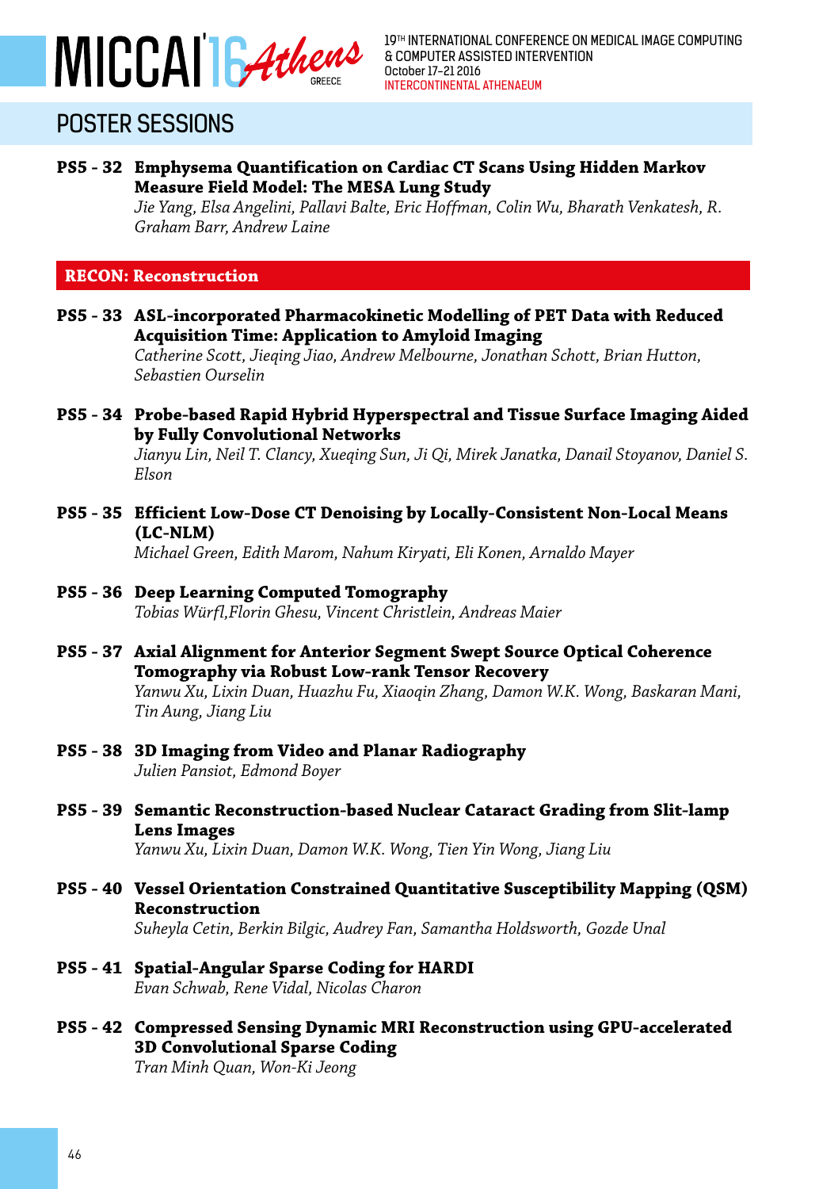## POSTER SESSIONS

**PS5 - 32 Emphysema Quantification on Cardiac CT Scans Using Hidden Markov Measure Field Model: The MESA Lung Study**
*Jie Yang, Elsa Angelini, Pallavi Balte, Eric Hoffman, Colin Wu, Bharath Venkatesh, R. Graham Barr, Andrew Laine*

### RECON: Reconstruction

**PS5 - 33 ASL-incorporated Pharmacokinetic Modelling of PET Data with Reduced Acquisition Time: Application to Amyloid Imaging**
*Catherine Scott, Jieqing Jiao, Andrew Melbourne, Jonathan Schott, Brian Hutton, Sebastien Ourselin*

**PS5 - 34 Probe-based Rapid Hybrid Hyperspectral and Tissue Surface Imaging Aided by Fully Convolutional Networks**
*Jianyu Lin, Neil T. Clancy, Xueqing Sun, Ji Qi, Mirek Janatka, Danail Stoyanov, Daniel S. Elson*

**PS5 - 35 Efficient Low-Dose CT Denoising by Locally-Consistent Non-Local Means (LC-NLM)**
*Michael Green, Edith Marom, Nahum Kiryati, Eli Konen, Arnaldo Mayer*

**PS5 - 36 Deep Learning Computed Tomography**
*Tobias Würfl,Florin Ghesu, Vincent Christlein, Andreas Maier*

**PS5 - 37 Axial Alignment for Anterior Segment Swept Source Optical Coherence Tomography via Robust Low-rank Tensor Recovery**
*Yanwu Xu, Lixin Duan, Huazhu Fu, Xiaoqin Zhang, Damon W.K. Wong, Baskaran Mani, Tin Aung, Jiang Liu*

**PS5 - 38 3D Imaging from Video and Planar Radiography**
*Julien Pansiot, Edmond Boyer*

**PS5 - 39 Semantic Reconstruction-based Nuclear Cataract Grading from Slit-lamp Lens Images**
*Yanwu Xu, Lixin Duan, Damon W.K. Wong, Tien Yin Wong, Jiang Liu*

**PS5 - 40 Vessel Orientation Constrained Quantitative Susceptibility Mapping (QSM) Reconstruction**
*Suheyla Cetin, Berkin Bilgic, Audrey Fan, Samantha Holdsworth, Gozde Unal*

**PS5 - 41 Spatial-Angular Sparse Coding for HARDI**
*Evan Schwab, Rene Vidal, Nicolas Charon*

**PS5 - 42 Compressed Sensing Dynamic MRI Reconstruction using GPU-accelerated 3D Convolutional Sparse Coding**
*Tran Minh Quan, Won-Ki Jeong*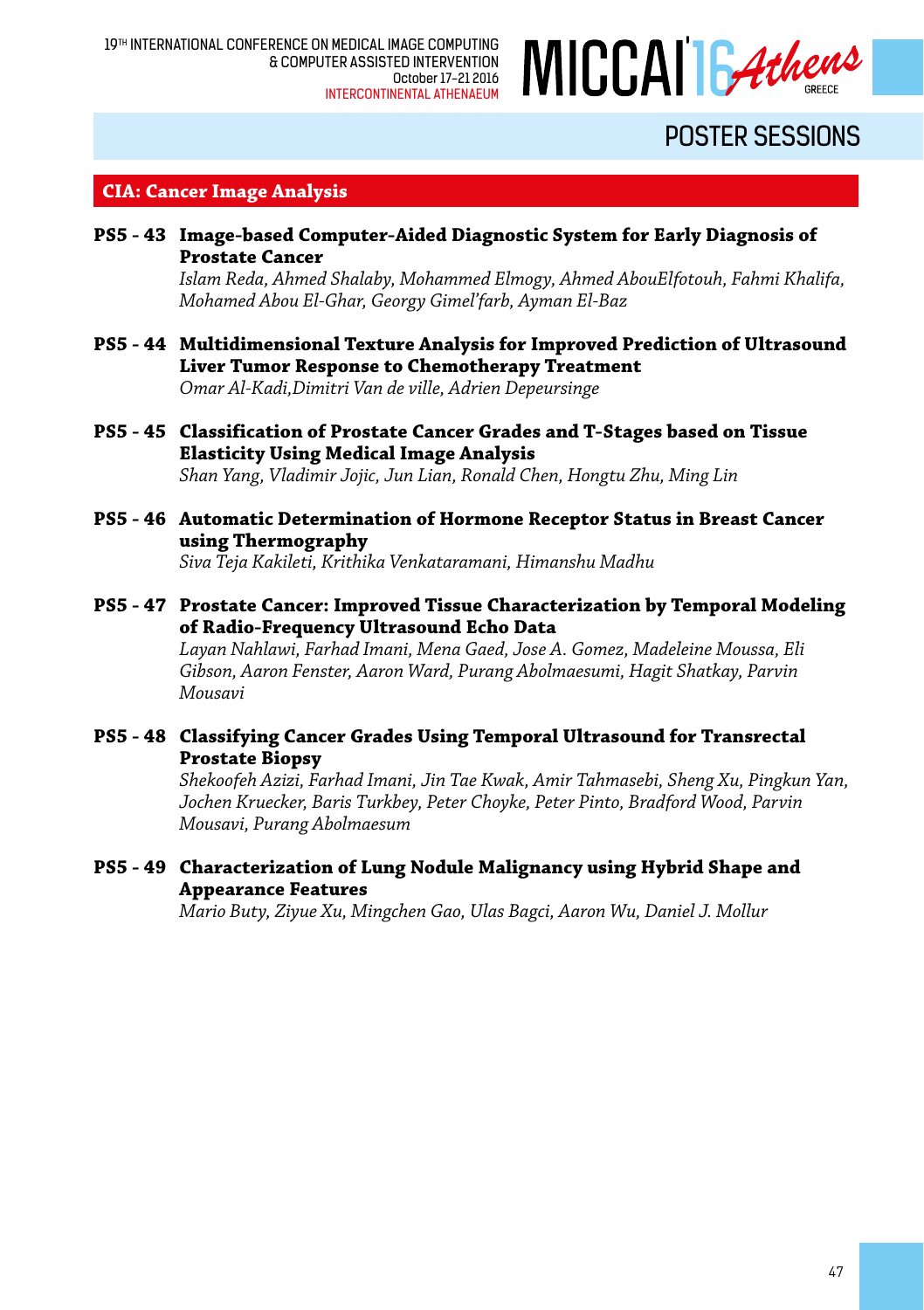## CIA: Cancer Image Analysis

**PS5 - 43 Image-based Computer-Aided Diagnostic System for Early Diagnosis of Prostate Cancer**
*Islam Reda, Ahmed Shalaby, Mohammed Elmogy, Ahmed AbouElfotouh, Fahmi Khalifa, Mohamed Abou El-Ghar, Georgy Gimel'farb, Ayman El-Baz*

**PS5 - 44 Multidimensional Texture Analysis for Improved Prediction of Ultrasound Liver Tumor Response to Chemotherapy Treatment**
*Omar Al-Kadi,Dimitri Van de ville, Adrien Depeursinge*

**PS5 - 45 Classification of Prostate Cancer Grades and T-Stages based on Tissue Elasticity Using Medical Image Analysis**
*Shan Yang, Vladimir Jojic, Jun Lian, Ronald Chen, Hongtu Zhu, Ming Lin*

**PS5 - 46 Automatic Determination of Hormone Receptor Status in Breast Cancer using Thermography**
*Siva Teja Kakileti, Krithika Venkataramani, Himanshu Madhu*

**PS5 - 47 Prostate Cancer: Improved Tissue Characterization by Temporal Modeling of Radio-Frequency Ultrasound Echo Data**
*Layan Nahlawi, Farhad Imani, Mena Gaed, Jose A. Gomez, Madeleine Moussa, Eli Gibson, Aaron Fenster, Aaron Ward, Purang Abolmaesumi, Hagit Shatkay, Parvin Mousavi*

**PS5 - 48 Classifying Cancer Grades Using Temporal Ultrasound for Transrectal Prostate Biopsy**
*Shekoofeh Azizi, Farhad Imani, Jin Tae Kwak, Amir Tahmasebi, Sheng Xu, Pingkun Yan, Jochen Kruecker, Baris Turkbey, Peter Choyke, Peter Pinto, Bradford Wood, Parvin Mousavi, Purang Abolmaesum*

**PS5 - 49 Characterization of Lung Nodule Malignancy using Hybrid Shape and Appearance Features**
*Mario Buty, Ziyue Xu, Mingchen Gao, Ulas Bagci, Aaron Wu, Daniel J. Mollur*